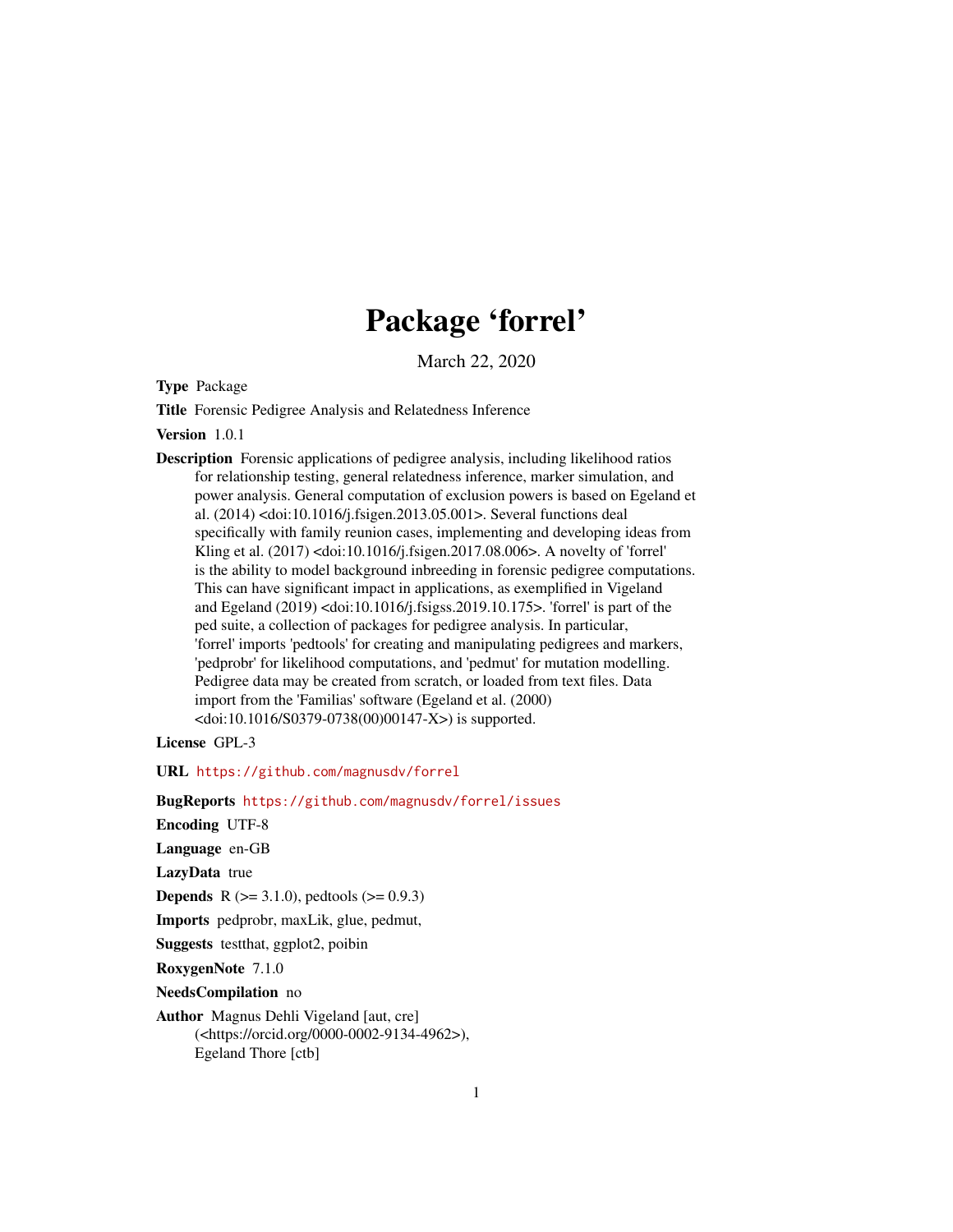# Package 'forrel'

March 22, 2020

**Type** Package

**Title** Forensic Pedigree Analysis and Relatedness Inference

**Version** 1.0.1

**Description** Forensic applications of pedigree analysis, including likelihood ratios for relationship testing, general relatedness inference, marker simulation, and power analysis. General computation of exclusion powers is based on Egeland et al. (2014) <doi:10.1016/j.fsigen.2013.05.001>. Several functions deal specifically with family reunion cases, implementing and developing ideas from Kling et al. (2017) <doi:10.1016/j.fsigen.2017.08.006>. A novelty of 'forrel' is the ability to model background inbreeding in forensic pedigree computations. This can have significant impact in applications, as exemplified in Vigeland and Egeland (2019) <doi:10.1016/j.fsigss.2019.10.175>. 'forrel' is part of the ped suite, a collection of packages for pedigree analysis. In particular, 'forrel' imports 'pedtools' for creating and manipulating pedigrees and markers, 'pedprobr' for likelihood computations, and 'pedmut' for mutation modelling. Pedigree data may be created from scratch, or loaded from text files. Data import from the 'Familias' software (Egeland et al. (2000) <doi:10.1016/S0379-0738(00)00147-X>) is supported.

**License** GPL-3

**URL** https://github.com/magnusdv/forrel

**BugReports** https://github.com/magnusdv/forrel/issues

**Encoding** UTF-8

**Language** en-GB

**LazyData** true

**Depends** R (>= 3.1.0), pedtools (>= 0.9.3)

**Imports** pedprobr, maxLik, glue, pedmut,

**Suggests** testthat, ggplot2, poibin

**RoxygenNote** 7.1.0

**NeedsCompilation** no

**Author** Magnus Dehli Vigeland [aut, cre] (<https://orcid.org/0000-0002-9134-4962>), Egeland Thore [ctb]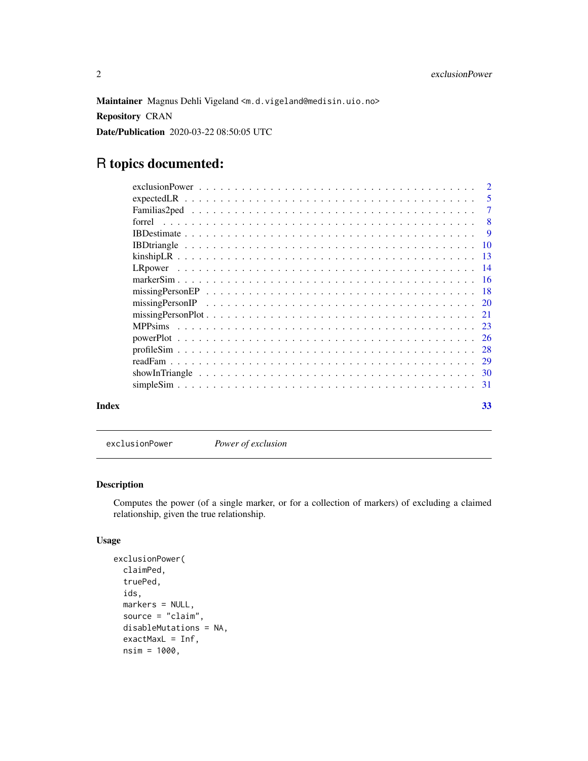**Maintainer** Magnus Dehli Vigeland <m.d.vigeland@medisin.uio.no>

**Repository** CRAN

**Date/Publication** 2020-03-22 08:50:05 UTC

# R topics documented:

- exclusionPower . . . . . . . . . . . . . . . . . . . . . . . . . . . . . . . . . . . . . 2
- expectedLR . . . . . . . . . . . . . . . . . . . . . . . . . . . . . . . . . . . . . . . 5
- Familias2ped . . . . . . . . . . . . . . . . . . . . . . . . . . . . . . . . . . . . . . 7
- forrel . . . . . . . . . . . . . . . . . . . . . . . . . . . . . . . . . . . . . . . . . . 8
- IBDestimate . . . . . . . . . . . . . . . . . . . . . . . . . . . . . . . . . . . . . . 9
- IBDtriangle . . . . . . . . . . . . . . . . . . . . . . . . . . . . . . . . . . . . . . 10
- kinshipLR . . . . . . . . . . . . . . . . . . . . . . . . . . . . . . . . . . . . . . . 13
- LRpower . . . . . . . . . . . . . . . . . . . . . . . . . . . . . . . . . . . . . . . . 14
- markerSim . . . . . . . . . . . . . . . . . . . . . . . . . . . . . . . . . . . . . . . 16
- missingPersonEP . . . . . . . . . . . . . . . . . . . . . . . . . . . . . . . . . . . 18
- missingPersonIP . . . . . . . . . . . . . . . . . . . . . . . . . . . . . . . . . . . 20
- missingPersonPlot . . . . . . . . . . . . . . . . . . . . . . . . . . . . . . . . . . 21
- MPPsims . . . . . . . . . . . . . . . . . . . . . . . . . . . . . . . . . . . . . . . . 23
- powerPlot . . . . . . . . . . . . . . . . . . . . . . . . . . . . . . . . . . . . . . . 26
- profileSim . . . . . . . . . . . . . . . . . . . . . . . . . . . . . . . . . . . . . . . 28
- readFam . . . . . . . . . . . . . . . . . . . . . . . . . . . . . . . . . . . . . . . . 29
- showInTriangle . . . . . . . . . . . . . . . . . . . . . . . . . . . . . . . . . . . . 30
- simpleSim . . . . . . . . . . . . . . . . . . . . . . . . . . . . . . . . . . . . . . . 31

**Index** 33

---

`exclusionPower` *Power of exclusion*

---

### Description

Computes the power (of a single marker, or for a collection of markers) of excluding a claimed relationship, given the true relationship.

### Usage

```
exclusionPower(
  claimPed,
  truePed,
  ids,
  markers = NULL,
  source = "claim",
  disableMutations = NA,
  exactMaxL = Inf,
  nsim = 1000,
```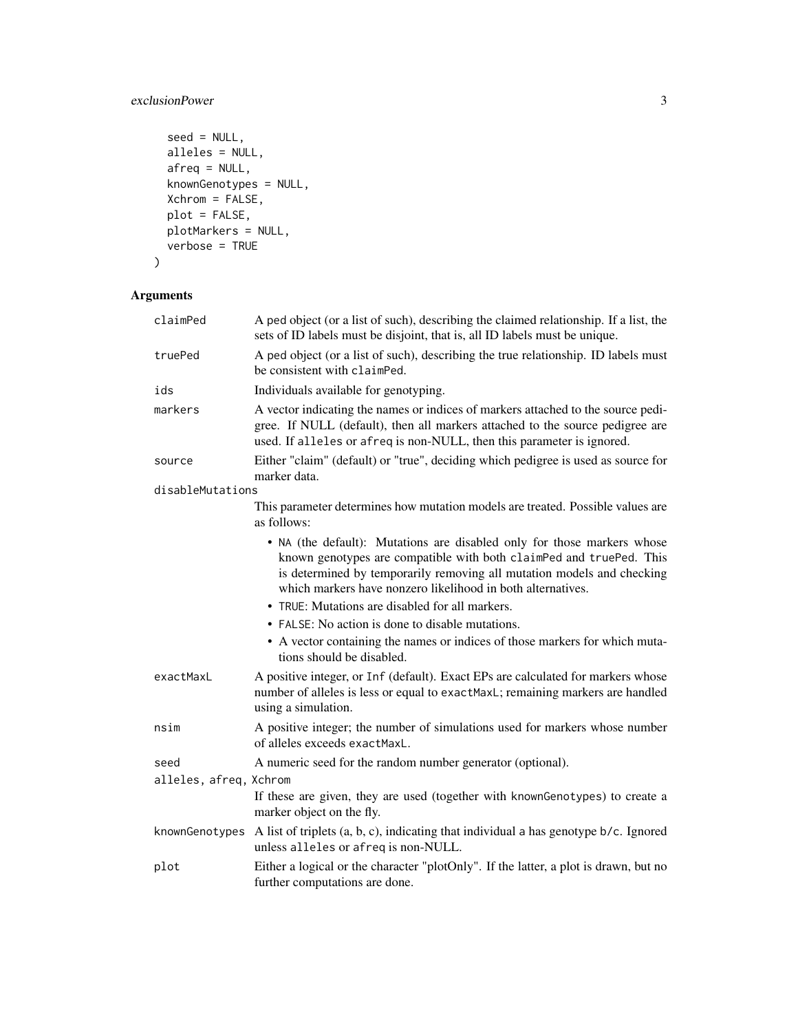```
  seed = NULL,
  alleles = NULL,
  afreq = NULL,
  knownGenotypes = NULL,
  Xchrom = FALSE,
  plot = FALSE,
  plotMarkers = NULL,
  verbose = TRUE
)
```

## Arguments

| | |
|---|---|
| `claimPed` | A ped object (or a list of such), describing the claimed relationship. If a list, the sets of ID labels must be disjoint, that is, all ID labels must be unique. |
| `truePed` | A ped object (or a list of such), describing the true relationship. ID labels must be consistent with `claimPed`. |
| `ids` | Individuals available for genotyping. |
| `markers` | A vector indicating the names or indices of markers attached to the source pedigree. If NULL (default), then all markers attached to the source pedigree are used. If `alleles` or `afreq` is non-NULL, then this parameter is ignored. |
| `source` | Either "claim" (default) or "true", deciding which pedigree is used as source for marker data. |
| `disableMutations` | This parameter determines how mutation models are treated. Possible values are as follows:<br>• `NA` (the default): Mutations are disabled only for those markers whose known genotypes are compatible with both `claimPed` and `truePed`. This is determined by temporarily removing all mutation models and checking which markers have nonzero likelihood in both alternatives.<br>• `TRUE`: Mutations are disabled for all markers.<br>• `FALSE`: No action is done to disable mutations.<br>• A vector containing the names or indices of those markers for which mutations should be disabled. |
| `exactMaxL` | A positive integer, or `Inf` (default). Exact EPs are calculated for markers whose number of alleles is less or equal to `exactMaxL`; remaining markers are handled using a simulation. |
| `nsim` | A positive integer; the number of simulations used for markers whose number of alleles exceeds `exactMaxL`. |
| `seed` | A numeric seed for the random number generator (optional). |
| `alleles, afreq, Xchrom` | If these are given, they are used (together with `knownGenotypes`) to create a marker object on the fly. |
| `knownGenotypes` | A list of triplets (a, b, c), indicating that individual a has genotype b/c. Ignored unless `alleles` or `afreq` is non-NULL. |
| `plot` | Either a logical or the character "plotOnly". If the latter, a plot is drawn, but no further computations are done. |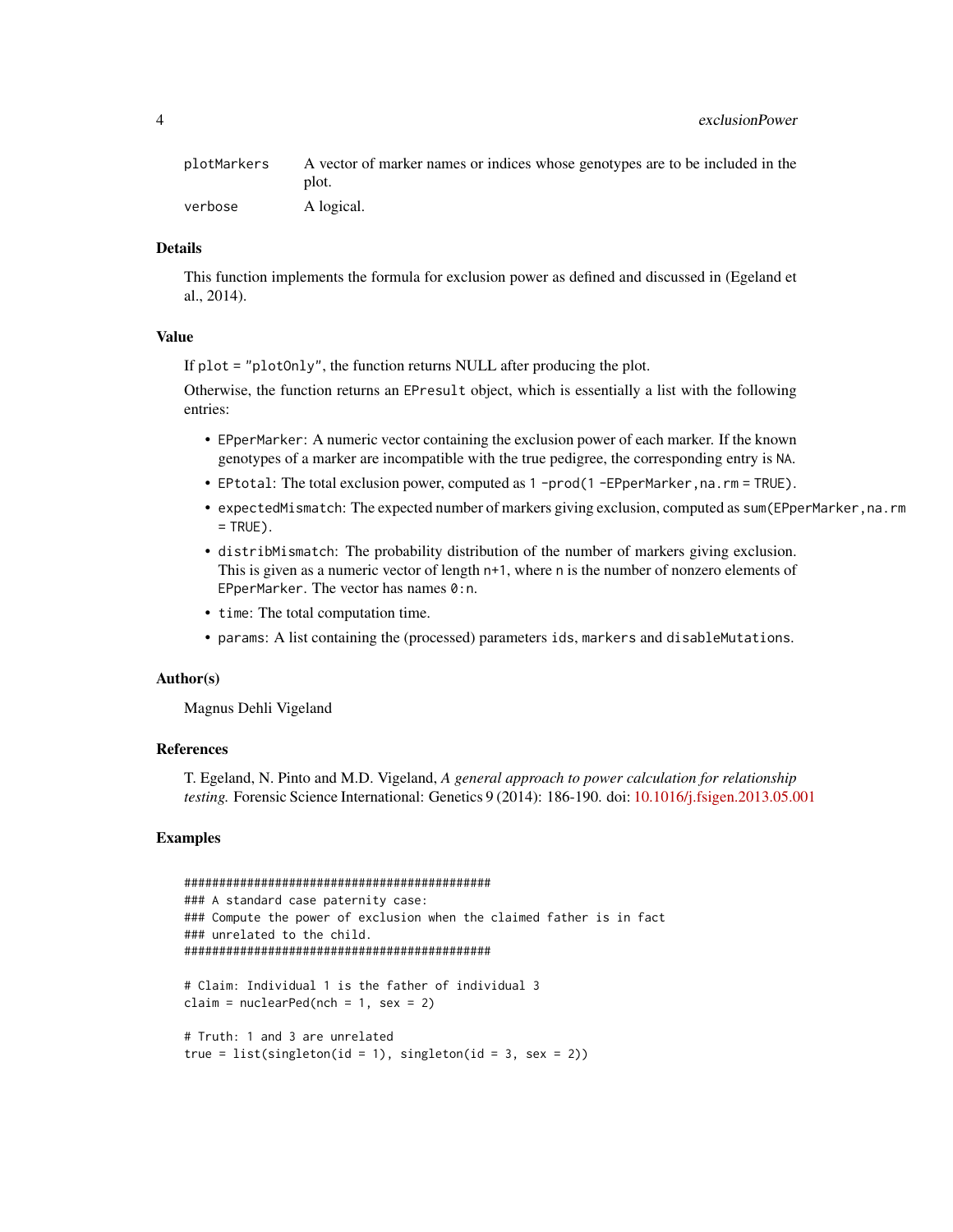| | |
|---|---|
| plotMarkers | A vector of marker names or indices whose genotypes are to be included in the plot. |
| verbose | A logical. |

### Details

This function implements the formula for exclusion power as defined and discussed in (Egeland et al., 2014).

### Value

If `plot = "plotOnly"`, the function returns NULL after producing the plot.

Otherwise, the function returns an `EPresult` object, which is essentially a list with the following entries:

- `EPperMarker`: A numeric vector containing the exclusion power of each marker. If the known genotypes of a marker are incompatible with the true pedigree, the corresponding entry is `NA`.
- `EPtotal`: The total exclusion power, computed as `1 - prod(1 - EPperMarker, na.rm = TRUE)`.
- `expectedMismatch`: The expected number of markers giving exclusion, computed as `sum(EPperMarker, na.rm = TRUE)`.
- `distribMismatch`: The probability distribution of the number of markers giving exclusion. This is given as a numeric vector of length `n+1`, where `n` is the number of nonzero elements of `EPperMarker`. The vector has names `0:n`.
- `time`: The total computation time.
- `params`: A list containing the (processed) parameters `ids`, `markers` and `disableMutations`.

### Author(s)

Magnus Dehli Vigeland

### References

T. Egeland, N. Pinto and M.D. Vigeland, *A general approach to power calculation for relationship testing.* Forensic Science International: Genetics 9 (2014): 186-190. doi: 10.1016/j.fsigen.2013.05.001

### Examples

```
############################################
### A standard case paternity case:
### Compute the power of exclusion when the claimed father is in fact
### unrelated to the child.
############################################

# Claim: Individual 1 is the father of individual 3
claim = nuclearPed(nch = 1, sex = 2)

# Truth: 1 and 3 are unrelated
true = list(singleton(id = 1), singleton(id = 3, sex = 2))
```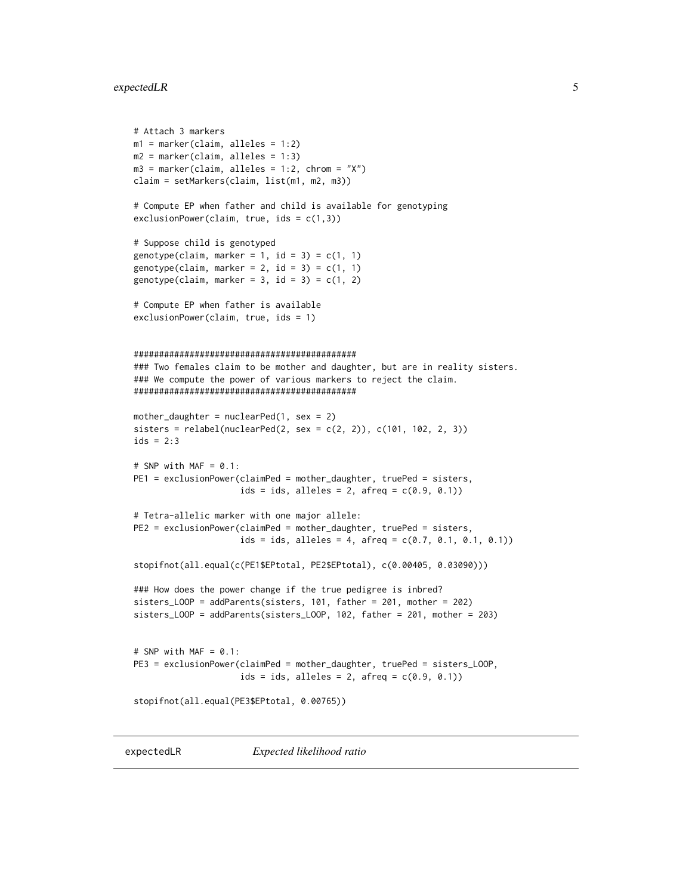```
# Attach 3 markers
m1 = marker(claim, alleles = 1:2)
m2 = marker(claim, alleles = 1:3)
m3 = marker(claim, alleles = 1:2, chrom = "X")
claim = setMarkers(claim, list(m1, m2, m3))

# Compute EP when father and child is available for genotyping
exclusionPower(claim, true, ids = c(1,3))

# Suppose child is genotyped
genotype(claim, marker = 1, id = 3) = c(1, 1)
genotype(claim, marker = 2, id = 3) = c(1, 1)
genotype(claim, marker = 3, id = 3) = c(1, 2)

# Compute EP when father is available
exclusionPower(claim, true, ids = 1)


############################################
### Two females claim to be mother and daughter, but are in reality sisters.
### We compute the power of various markers to reject the claim.
############################################

mother_daughter = nuclearPed(1, sex = 2)
sisters = relabel(nuclearPed(2, sex = c(2, 2)), c(101, 102, 2, 3))
ids = 2:3

# SNP with MAF = 0.1:
PE1 = exclusionPower(claimPed = mother_daughter, truePed = sisters,
                     ids = ids, alleles = 2, afreq = c(0.9, 0.1))

# Tetra-allelic marker with one major allele:
PE2 = exclusionPower(claimPed = mother_daughter, truePed = sisters,
                     ids = ids, alleles = 4, afreq = c(0.7, 0.1, 0.1, 0.1))

stopifnot(all.equal(c(PE1$EPtotal, PE2$EPtotal), c(0.00405, 0.03090)))

### How does the power change if the true pedigree is inbred?
sisters_LOOP = addParents(sisters, 101, father = 201, mother = 202)
sisters_LOOP = addParents(sisters_LOOP, 102, father = 201, mother = 203)


# SNP with MAF = 0.1:
PE3 = exclusionPower(claimPed = mother_daughter, truePed = sisters_LOOP,
                     ids = ids, alleles = 2, afreq = c(0.9, 0.1))

stopifnot(all.equal(PE3$EPtotal, 0.00765))
```

---

## expectedLR *Expected likelihood ratio*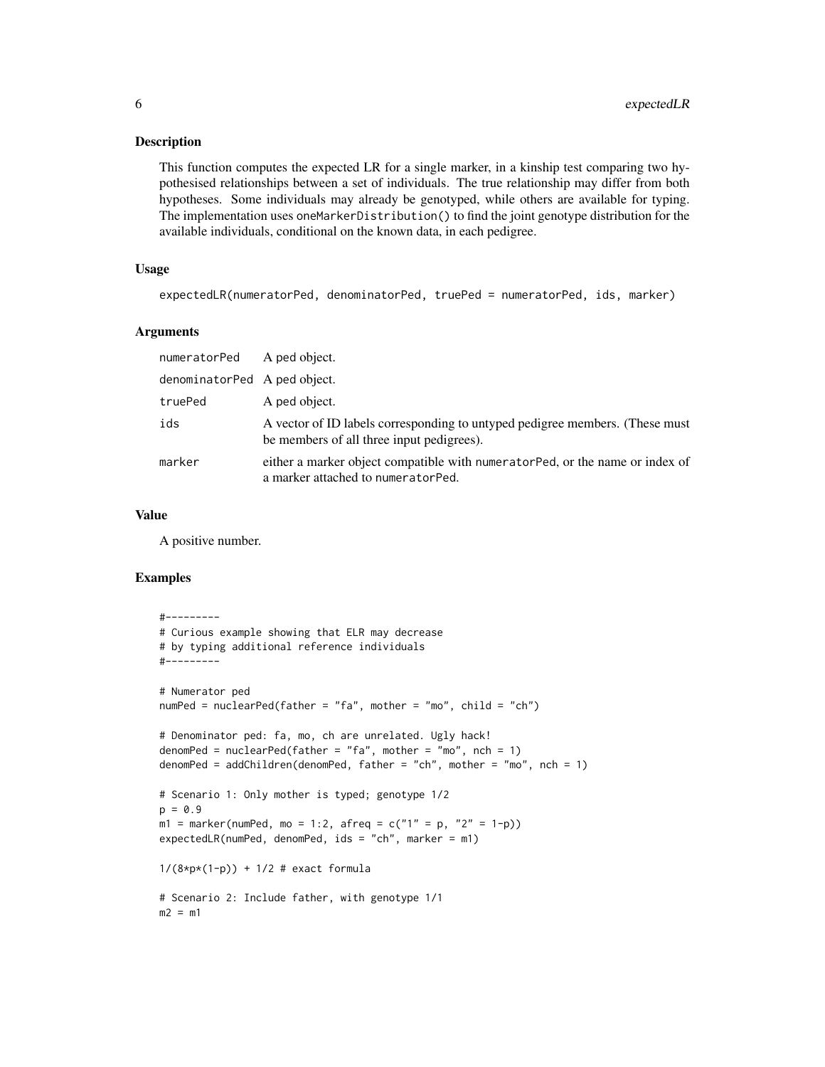## Description

This function computes the expected LR for a single marker, in a kinship test comparing two hypothesised relationships between a set of individuals. The true relationship may differ from both hypotheses. Some individuals may already be genotyped, while others are available for typing. The implementation uses `oneMarkerDistribution()` to find the joint genotype distribution for the available individuals, conditional on the known data, in each pedigree.

## Usage

```
expectedLR(numeratorPed, denominatorPed, truePed = numeratorPed, ids, marker)
```

## Arguments

| | |
|---|---|
| `numeratorPed` | A ped object. |
| `denominatorPed` | A ped object. |
| `truePed` | A ped object. |
| `ids` | A vector of ID labels corresponding to untyped pedigree members. (These must be members of all three input pedigrees). |
| `marker` | either a marker object compatible with `numeratorPed`, or the name or index of a marker attached to `numeratorPed`. |

## Value

A positive number.

## Examples

```
#---------
# Curious example showing that ELR may decrease
# by typing additional reference individuals
#---------

# Numerator ped
numPed = nuclearPed(father = "fa", mother = "mo", child = "ch")

# Denominator ped: fa, mo, ch are unrelated. Ugly hack!
denomPed = nuclearPed(father = "fa", mother = "mo", nch = 1)
denomPed = addChildren(denomPed, father = "ch", mother = "mo", nch = 1)

# Scenario 1: Only mother is typed; genotype 1/2
p = 0.9
m1 = marker(numPed, mo = 1:2, afreq = c("1" = p, "2" = 1-p))
expectedLR(numPed, denomPed, ids = "ch", marker = m1)

1/(8*p*(1-p)) + 1/2 # exact formula

# Scenario 2: Include father, with genotype 1/1
m2 = m1
```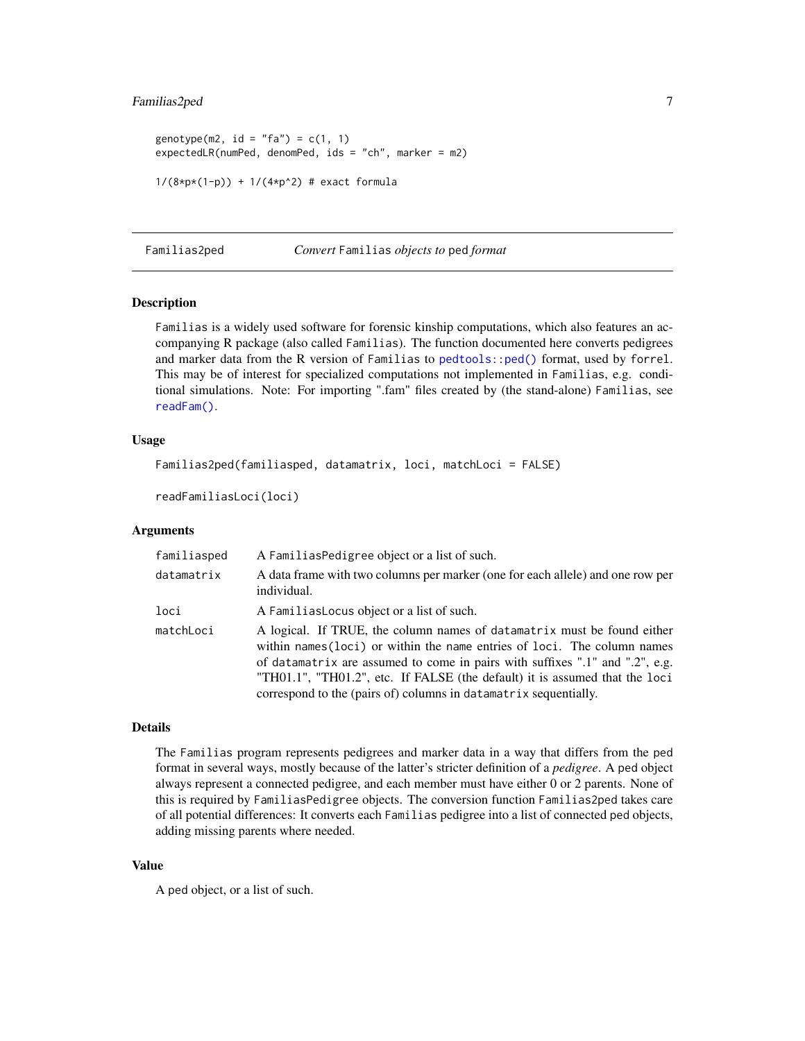```
genotype(m2, id = "fa") = c(1, 1)
expectedLR(numPed, denomPed, ids = "ch", marker = m2)

1/(8*p*(1-p)) + 1/(4*p^2) # exact formula
```

---

## Familias2ped — *Convert* Familias *objects to* ped *format*

### Description

Familias is a widely used software for forensic kinship computations, which also features an accompanying R package (also called Familias). The function documented here converts pedigrees and marker data from the R version of Familias to `pedtools::ped()` format, used by forrel. This may be of interest for specialized computations not implemented in Familias, e.g. conditional simulations. Note: For importing ".fam" files created by (the stand-alone) Familias, see `readFam()`.

### Usage

```
Familias2ped(familiasped, datamatrix, loci, matchLoci = FALSE)

readFamiliasLoci(loci)
```

### Arguments

| | |
|---|---|
| familiasped | A FamiliasPedigree object or a list of such. |
| datamatrix | A data frame with two columns per marker (one for each allele) and one row per individual. |
| loci | A FamiliasLocus object or a list of such. |
| matchLoci | A logical. If TRUE, the column names of datamatrix must be found either within names(loci) or within the name entries of loci. The column names of datamatrix are assumed to come in pairs with suffixes ".1" and ".2", e.g. "TH01.1", "TH01.2", etc. If FALSE (the default) it is assumed that the loci correspond to the (pairs of) columns in datamatrix sequentially. |

### Details

The Familias program represents pedigrees and marker data in a way that differs from the ped format in several ways, mostly because of the latter's stricter definition of a *pedigree*. A ped object always represent a connected pedigree, and each member must have either 0 or 2 parents. None of this is required by FamiliasPedigree objects. The conversion function Familias2ped takes care of all potential differences: It converts each Familias pedigree into a list of connected ped objects, adding missing parents where needed.

### Value

A ped object, or a list of such.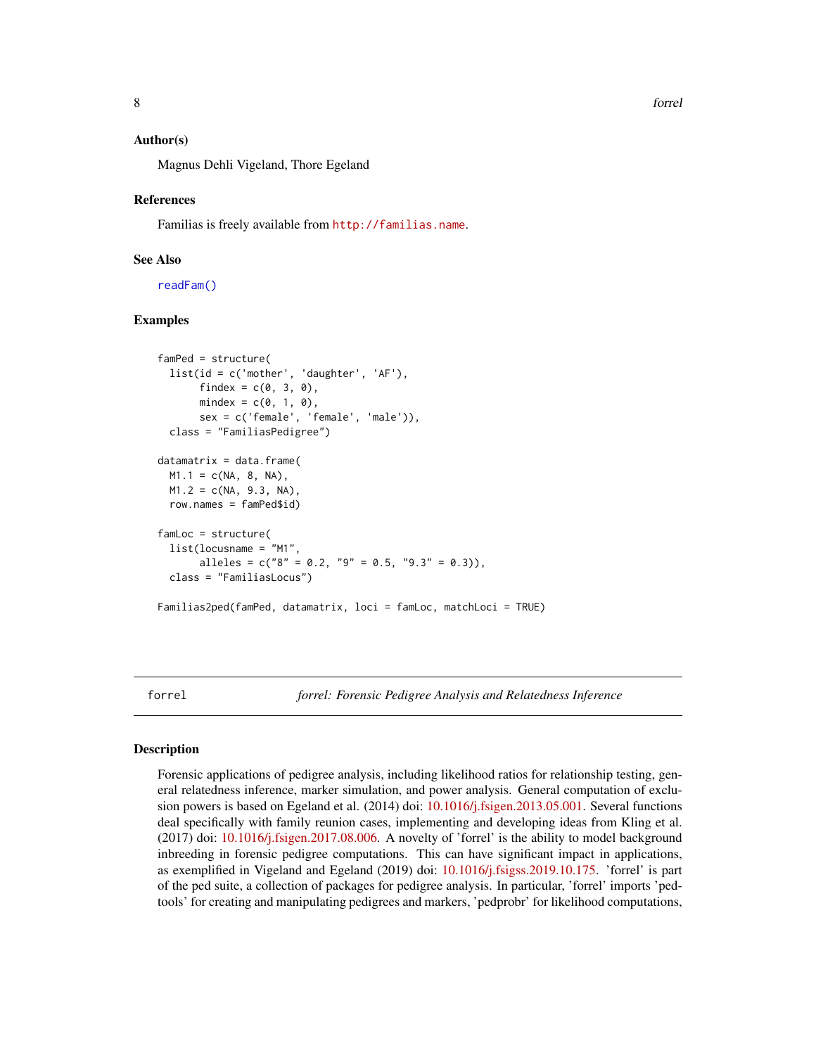### Author(s)

Magnus Dehli Vigeland, Thore Egeland

### References

Familias is freely available from http://familias.name.

### See Also

readFam()

### Examples

```
famPed = structure(
  list(id = c('mother', 'daughter', 'AF'),
       findex = c(0, 3, 0),
       mindex = c(0, 1, 0),
       sex = c('female', 'female', 'male')),
  class = "FamiliasPedigree")

datamatrix = data.frame(
  M1.1 = c(NA, 8, NA),
  M1.2 = c(NA, 9.3, NA),
  row.names = famPed$id)

famLoc = structure(
  list(locusname = "M1",
       alleles = c("8" = 0.2, "9" = 0.5, "9.3" = 0.3)),
  class = "FamiliasLocus")

Familias2ped(famPed, datamatrix, loci = famLoc, matchLoci = TRUE)
```

## forrel &nbsp;&nbsp;&nbsp;&nbsp; *forrel: Forensic Pedigree Analysis and Relatedness Inference*

### Description

Forensic applications of pedigree analysis, including likelihood ratios for relationship testing, general relatedness inference, marker simulation, and power analysis. General computation of exclusion powers is based on Egeland et al. (2014) doi: 10.1016/j.fsigen.2013.05.001. Several functions deal specifically with family reunion cases, implementing and developing ideas from Kling et al. (2017) doi: 10.1016/j.fsigen.2017.08.006. A novelty of 'forrel' is the ability to model background inbreeding in forensic pedigree computations. This can have significant impact in applications, as exemplified in Vigeland and Egeland (2019) doi: 10.1016/j.fsigss.2019.10.175. 'forrel' is part of the ped suite, a collection of packages for pedigree analysis. In particular, 'forrel' imports 'pedtools' for creating and manipulating pedigrees and markers, 'pedprobr' for likelihood computations,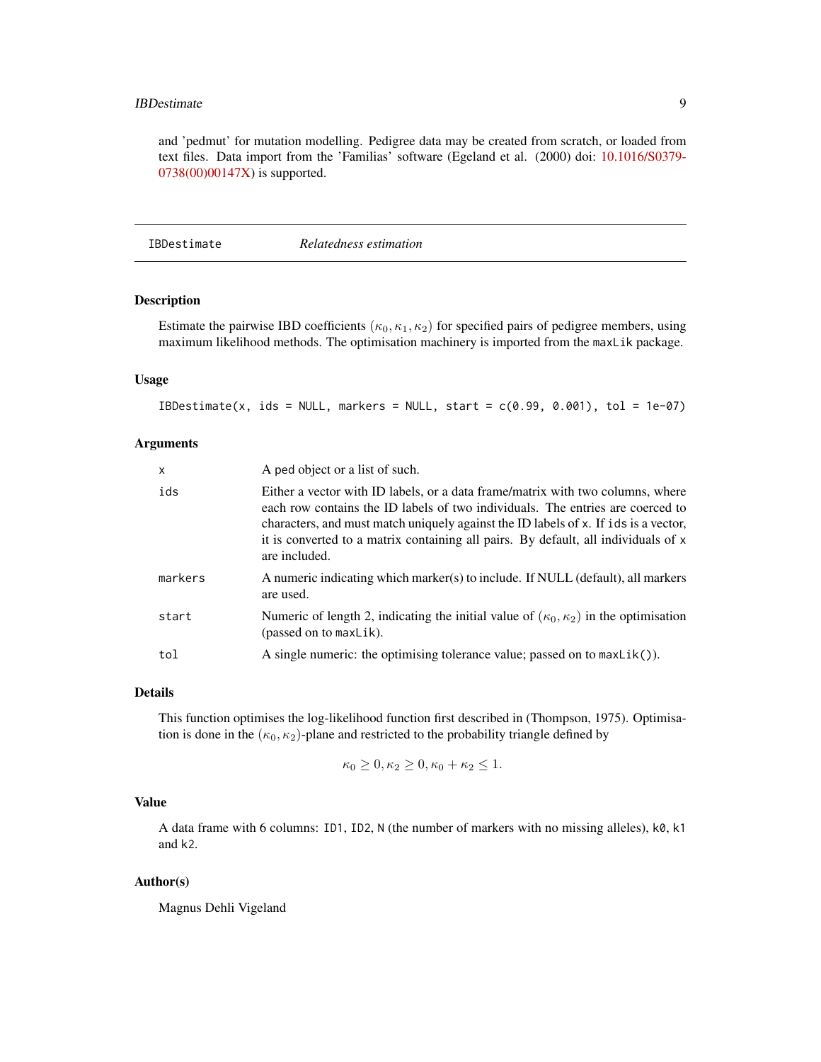and 'pedmut' for mutation modelling. Pedigree data may be created from scratch, or loaded from text files. Data import from the 'Familias' software (Egeland et al. (2000) doi: 10.1016/S0379-0738(00)00147X) is supported.

---

## IBDestimate — *Relatedness estimation*

---

### Description

Estimate the pairwise IBD coefficients $(\kappa_0, \kappa_1, \kappa_2)$ for specified pairs of pedigree members, using maximum likelihood methods. The optimisation machinery is imported from the `maxLik` package.

### Usage

```
IBDestimate(x, ids = NULL, markers = NULL, start = c(0.99, 0.001), tol = 1e-07)
```

### Arguments

| | |
|---|---|
| `x` | A ped object or a list of such. |
| `ids` | Either a vector with ID labels, or a data frame/matrix with two columns, where each row contains the ID labels of two individuals. The entries are coerced to characters, and must match uniquely against the ID labels of `x`. If `ids` is a vector, it is converted to a matrix containing all pairs. By default, all individuals of `x` are included. |
| `markers` | A numeric indicating which marker(s) to include. If NULL (default), all markers are used. |
| `start` | Numeric of length 2, indicating the initial value of $(\kappa_0, \kappa_2)$ in the optimisation (passed on to `maxLik`). |
| `tol` | A single numeric: the optimising tolerance value; passed on to `maxLik()`). |

### Details

This function optimises the log-likelihood function first described in (Thompson, 1975). Optimisation is done in the $(\kappa_0, \kappa_2)$-plane and restricted to the probability triangle defined by

$$\kappa_0 \geq 0, \kappa_2 \geq 0, \kappa_0 + \kappa_2 \leq 1.$$

### Value

A data frame with 6 columns: `ID1`, `ID2`, `N` (the number of markers with no missing alleles), `k0`, `k1` and `k2`.

### Author(s)

Magnus Dehli Vigeland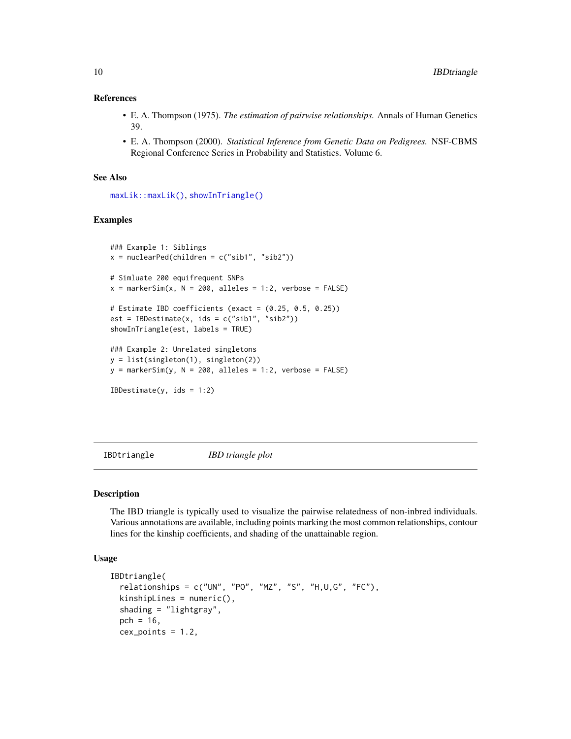### References

- E. A. Thompson (1975). *The estimation of pairwise relationships.* Annals of Human Genetics 39.
- E. A. Thompson (2000). *Statistical Inference from Genetic Data on Pedigrees.* NSF-CBMS Regional Conference Series in Probability and Statistics. Volume 6.

### See Also

`maxLik::maxLik()`, `showInTriangle()`

### Examples

```
### Example 1: Siblings
x = nuclearPed(children = c("sib1", "sib2"))

# Simluate 200 equifrequent SNPs
x = markerSim(x, N = 200, alleles = 1:2, verbose = FALSE)

# Estimate IBD coefficients (exact = (0.25, 0.5, 0.25))
est = IBDestimate(x, ids = c("sib1", "sib2"))
showInTriangle(est, labels = TRUE)

### Example 2: Unrelated singletons
y = list(singleton(1), singleton(2))
y = markerSim(y, N = 200, alleles = 1:2, verbose = FALSE)

IBDestimate(y, ids = 1:2)
```

---

## IBDtriangle *IBD triangle plot*

---

### Description

The IBD triangle is typically used to visualize the pairwise relatedness of non-inbred individuals. Various annotations are available, including points marking the most common relationships, contour lines for the kinship coefficients, and shading of the unattainable region.

### Usage

```
IBDtriangle(
  relationships = c("UN", "PO", "MZ", "S", "H,U,G", "FC"),
  kinshipLines = numeric(),
  shading = "lightgray",
  pch = 16,
  cex_points = 1.2,
```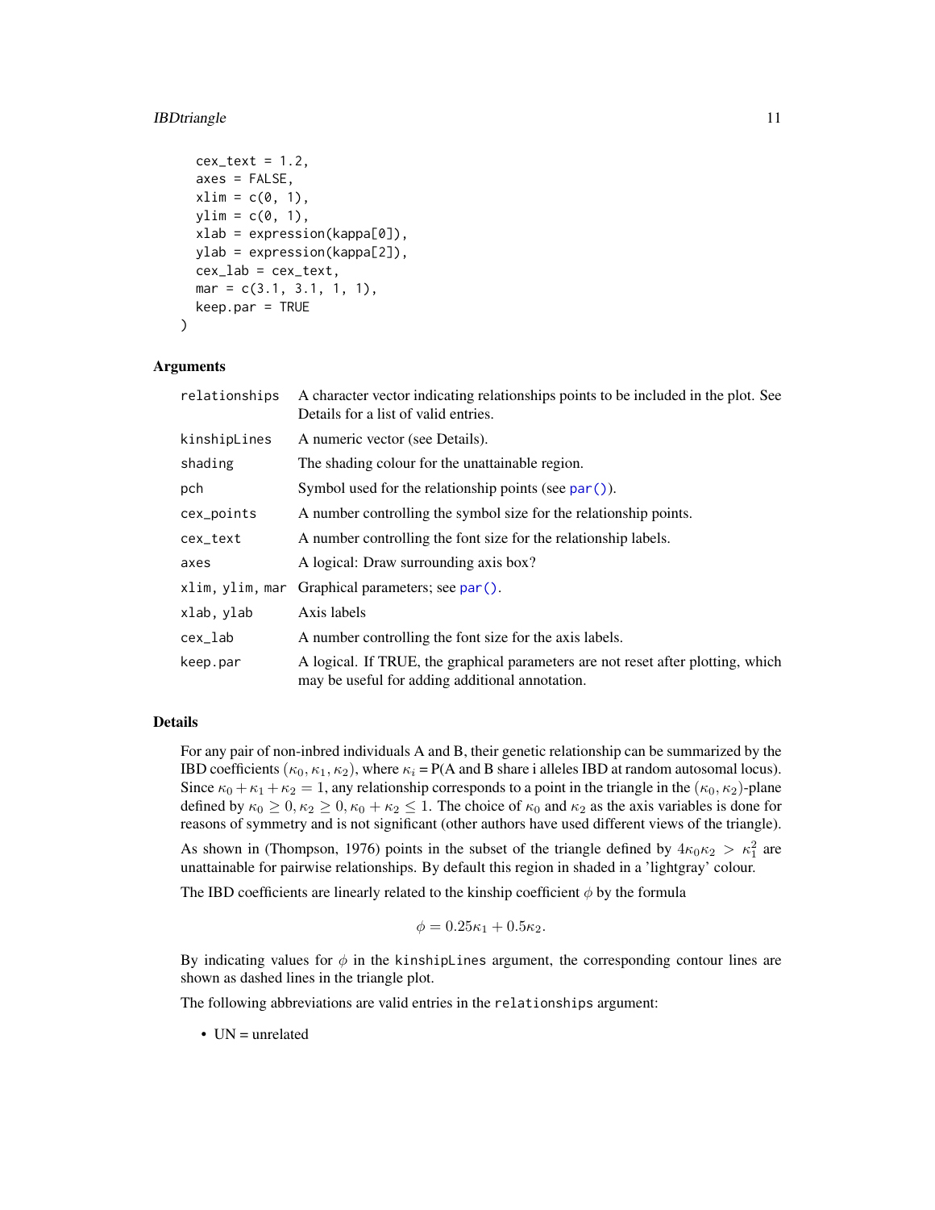```
  cex_text = 1.2,
  axes = FALSE,
  xlim = c(0, 1),
  ylim = c(0, 1),
  xlab = expression(kappa[0]),
  ylab = expression(kappa[2]),
  cex_lab = cex_text,
  mar = c(3.1, 3.1, 1, 1),
  keep.par = TRUE
)
```

## Arguments

| | |
|---|---|
| `relationships` | A character vector indicating relationships points to be included in the plot. See Details for a list of valid entries. |
| `kinshipLines` | A numeric vector (see Details). |
| `shading` | The shading colour for the unattainable region. |
| `pch` | Symbol used for the relationship points (see `par()`). |
| `cex_points` | A number controlling the symbol size for the relationship points. |
| `cex_text` | A number controlling the font size for the relationship labels. |
| `axes` | A logical: Draw surrounding axis box? |
| `xlim, ylim, mar` | Graphical parameters; see `par()`. |
| `xlab, ylab` | Axis labels |
| `cex_lab` | A number controlling the font size for the axis labels. |
| `keep.par` | A logical. If TRUE, the graphical parameters are not reset after plotting, which may be useful for adding additional annotation. |

## Details

For any pair of non-inbred individuals A and B, their genetic relationship can be summarized by the IBD coefficients $(\kappa_0, \kappa_1, \kappa_2)$, where $\kappa_i$ = P(A and B share i alleles IBD at random autosomal locus). Since $\kappa_0 + \kappa_1 + \kappa_2 = 1$, any relationship corresponds to a point in the triangle in the $(\kappa_0, \kappa_2)$-plane defined by $\kappa_0 \geq 0, \kappa_2 \geq 0, \kappa_0 + \kappa_2 \leq 1$. The choice of $\kappa_0$ and $\kappa_2$ as the axis variables is done for reasons of symmetry and is not significant (other authors have used different views of the triangle).

As shown in (Thompson, 1976) points in the subset of the triangle defined by $4\kappa_0\kappa_2 > \kappa_1^2$ are unattainable for pairwise relationships. By default this region in shaded in a 'lightgray' colour.

The IBD coefficients are linearly related to the kinship coefficient $\phi$ by the formula

$$\phi = 0.25\kappa_1 + 0.5\kappa_2.$$

By indicating values for $\phi$ in the `kinshipLines` argument, the corresponding contour lines are shown as dashed lines in the triangle plot.

The following abbreviations are valid entries in the `relationships` argument:

- UN = unrelated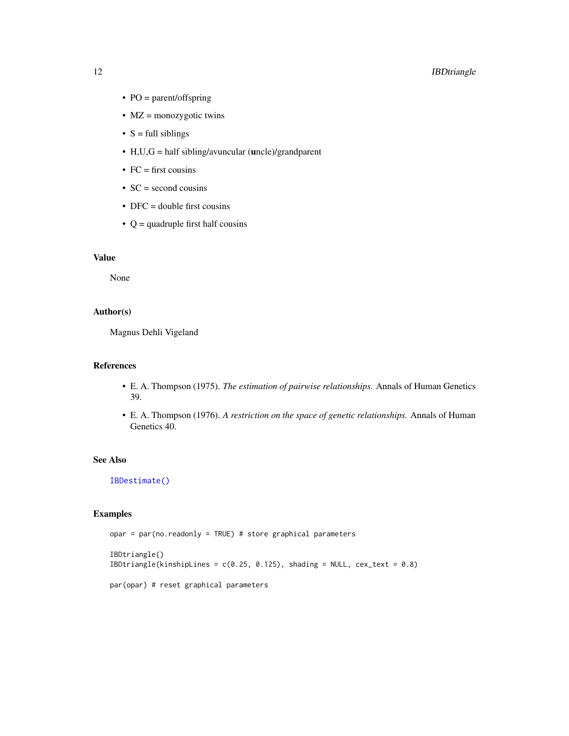- PO = parent/offspring
- MZ = monozygotic twins
- S = full siblings
- H,U,G = half sibling/avuncular (**u**ncle)/grandparent
- FC = first cousins
- SC = second cousins
- DFC = double first cousins
- Q = quadruple first half cousins

## Value

None

## Author(s)

Magnus Dehli Vigeland

## References

- E. A. Thompson (1975). *The estimation of pairwise relationships.* Annals of Human Genetics 39.
- E. A. Thompson (1976). *A restriction on the space of genetic relationships.* Annals of Human Genetics 40.

## See Also

IBDestimate()

## Examples

```
opar = par(no.readonly = TRUE) # store graphical parameters

IBDtriangle()
IBDtriangle(kinshipLines = c(0.25, 0.125), shading = NULL, cex_text = 0.8)

par(opar) # reset graphical parameters
```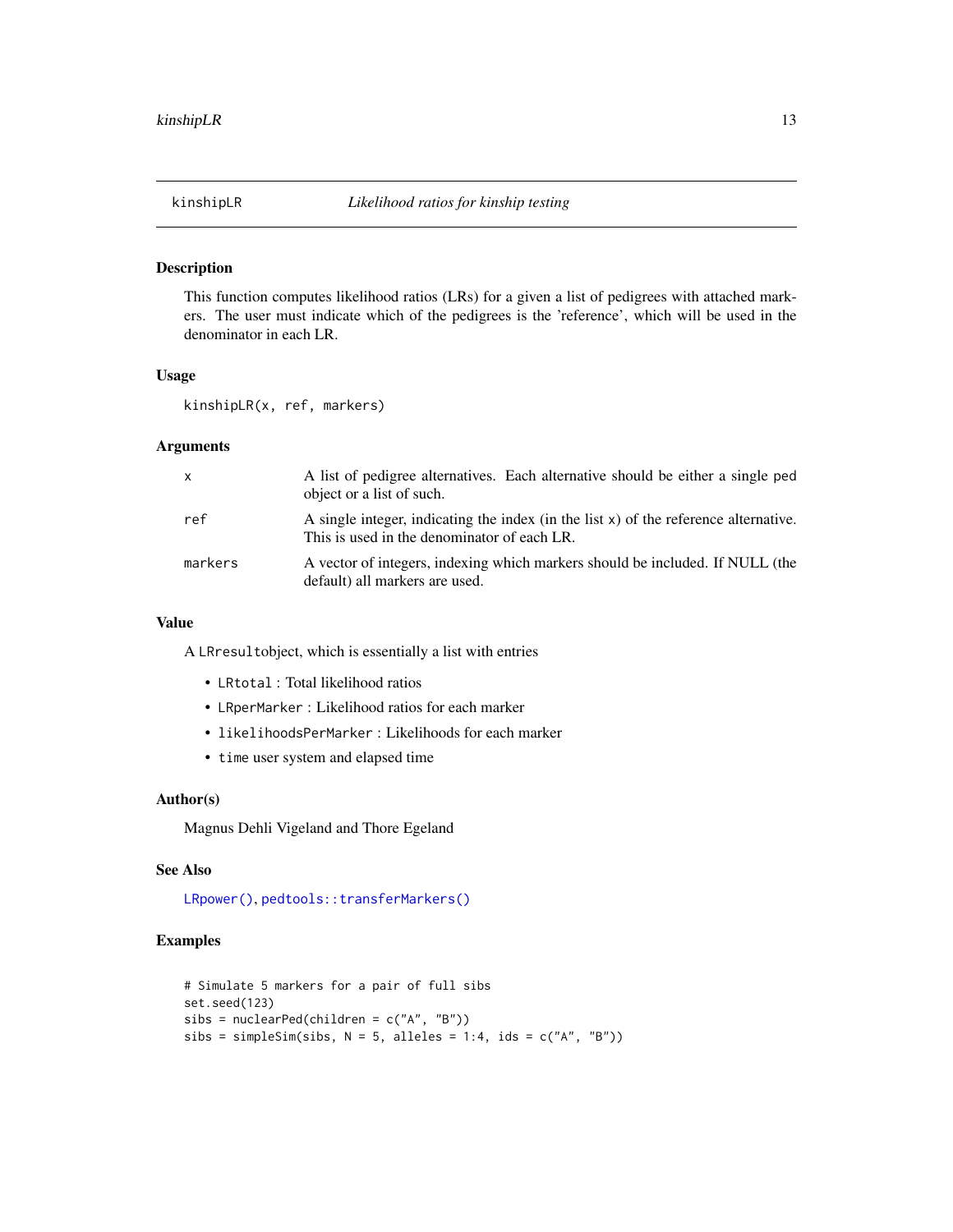# kinshipLR *Likelihood ratios for kinship testing*

## Description

This function computes likelihood ratios (LRs) for a given a list of pedigrees with attached markers. The user must indicate which of the pedigrees is the 'reference', which will be used in the denominator in each LR.

## Usage

```
kinshipLR(x, ref, markers)
```

## Arguments

| | |
|---|---|
| `x` | A list of pedigree alternatives. Each alternative should be either a single ped object or a list of such. |
| `ref` | A single integer, indicating the index (in the list `x`) of the reference alternative. This is used in the denominator of each LR. |
| `markers` | A vector of integers, indexing which markers should be included. If NULL (the default) all markers are used. |

## Value

A `LRresult`object, which is essentially a list with entries

- `LRtotal` : Total likelihood ratios
- `LRperMarker` : Likelihood ratios for each marker
- `likelihoodsPerMarker` : Likelihoods for each marker
- `time` user system and elapsed time

## Author(s)

Magnus Dehli Vigeland and Thore Egeland

## See Also

`LRpower()`, `pedtools::transferMarkers()`

## Examples

```
# Simulate 5 markers for a pair of full sibs
set.seed(123)
sibs = nuclearPed(children = c("A", "B"))
sibs = simpleSim(sibs, N = 5, alleles = 1:4, ids = c("A", "B"))
```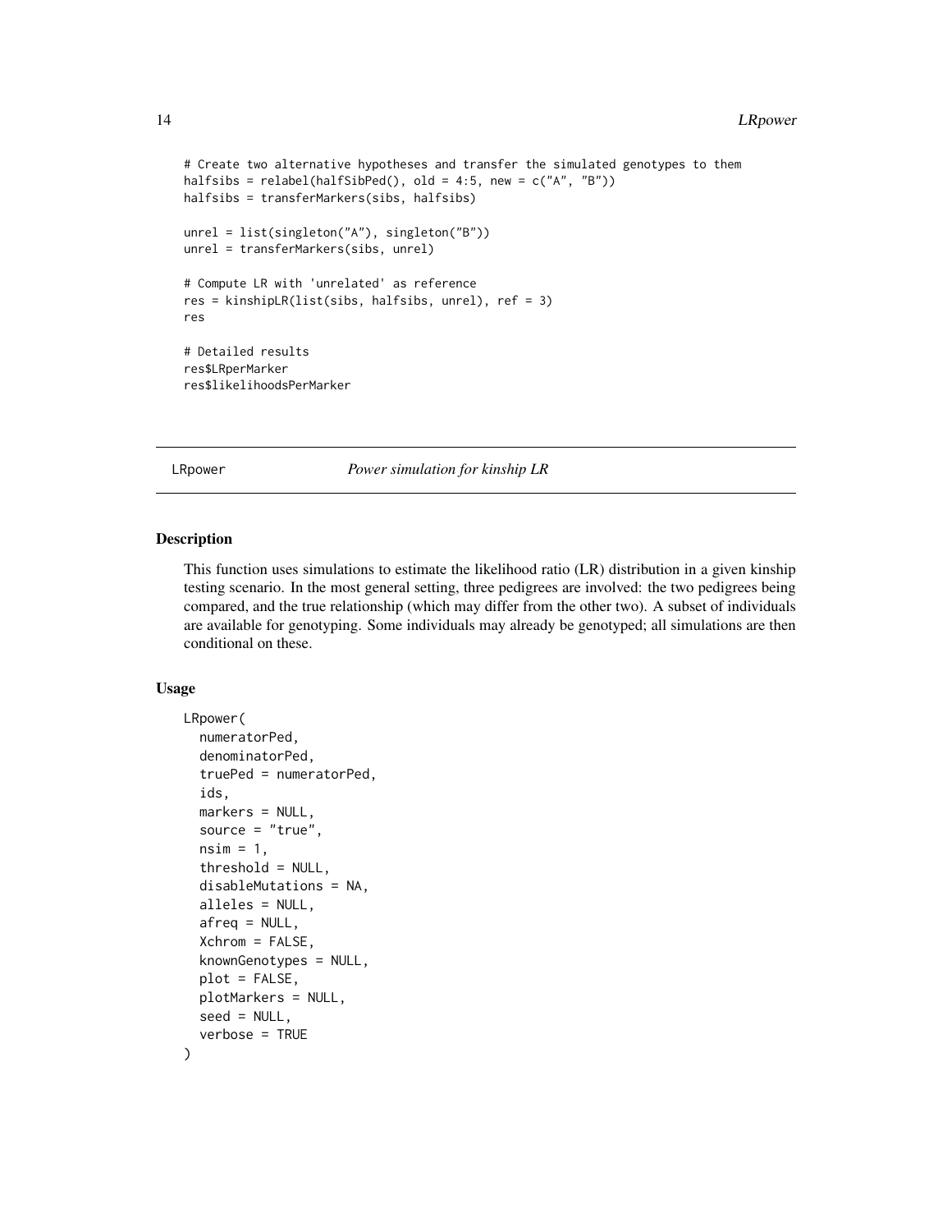```
# Create two alternative hypotheses and transfer the simulated genotypes to them
halfsibs = relabel(halfSibPed(), old = 4:5, new = c("A", "B"))
halfsibs = transferMarkers(sibs, halfsibs)

unrel = list(singleton("A"), singleton("B"))
unrel = transferMarkers(sibs, unrel)

# Compute LR with 'unrelated' as reference
res = kinshipLR(list(sibs, halfsibs, unrel), ref = 3)
res

# Detailed results
res$LRperMarker
res$likelihoodsPerMarker
```

## LRpower — *Power simulation for kinship LR*

### Description

This function uses simulations to estimate the likelihood ratio (LR) distribution in a given kinship testing scenario. In the most general setting, three pedigrees are involved: the two pedigrees being compared, and the true relationship (which may differ from the other two). A subset of individuals are available for genotyping. Some individuals may already be genotyped; all simulations are then conditional on these.

### Usage

```
LRpower(
  numeratorPed,
  denominatorPed,
  truePed = numeratorPed,
  ids,
  markers = NULL,
  source = "true",
  nsim = 1,
  threshold = NULL,
  disableMutations = NA,
  alleles = NULL,
  afreq = NULL,
  Xchrom = FALSE,
  knownGenotypes = NULL,
  plot = FALSE,
  plotMarkers = NULL,
  seed = NULL,
  verbose = TRUE
)
```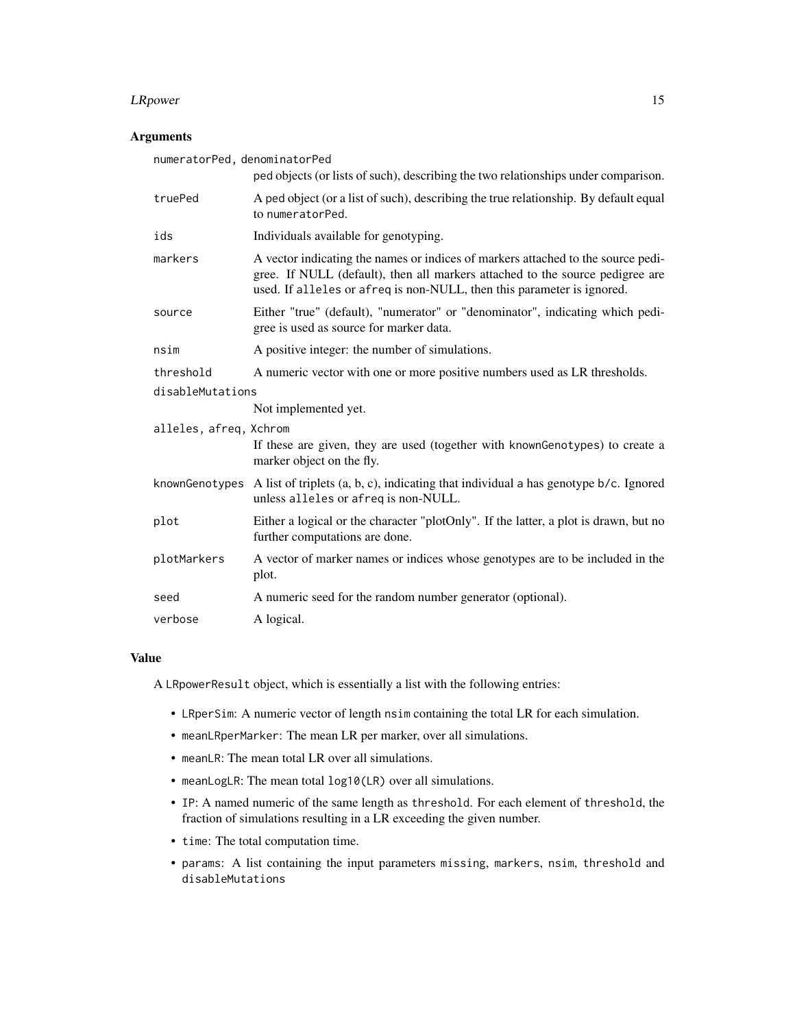### Arguments

| | |
|---|---|
| `numeratorPed, denominatorPed` | ped objects (or lists of such), describing the two relationships under comparison. |
| `truePed` | A ped object (or a list of such), describing the true relationship. By default equal to `numeratorPed`. |
| `ids` | Individuals available for genotyping. |
| `markers` | A vector indicating the names or indices of markers attached to the source pedigree. If NULL (default), then all markers attached to the source pedigree are used. If `alleles` or `afreq` is non-NULL, then this parameter is ignored. |
| `source` | Either "true" (default), "numerator" or "denominator", indicating which pedigree is used as source for marker data. |
| `nsim` | A positive integer: the number of simulations. |
| `threshold` | A numeric vector with one or more positive numbers used as LR thresholds. |
| `disableMutations` | Not implemented yet. |
| `alleles, afreq, Xchrom` | If these are given, they are used (together with `knownGenotypes`) to create a marker object on the fly. |
| `knownGenotypes` | A list of triplets (a, b, c), indicating that individual a has genotype b/c. Ignored unless `alleles` or `afreq` is non-NULL. |
| `plot` | Either a logical or the character "plotOnly". If the latter, a plot is drawn, but no further computations are done. |
| `plotMarkers` | A vector of marker names or indices whose genotypes are to be included in the plot. |
| `seed` | A numeric seed for the random number generator (optional). |
| `verbose` | A logical. |

### Value

A `LRpowerResult` object, which is essentially a list with the following entries:

- `LRperSim`: A numeric vector of length `nsim` containing the total LR for each simulation.
- `meanLRperMarker`: The mean LR per marker, over all simulations.
- `meanLR`: The mean total LR over all simulations.
- `meanLogLR`: The mean total `log10(LR)` over all simulations.
- `IP`: A named numeric of the same length as `threshold`. For each element of `threshold`, the fraction of simulations resulting in a LR exceeding the given number.
- `time`: The total computation time.
- `params`: A list containing the input parameters `missing`, `markers`, `nsim`, `threshold` and `disableMutations`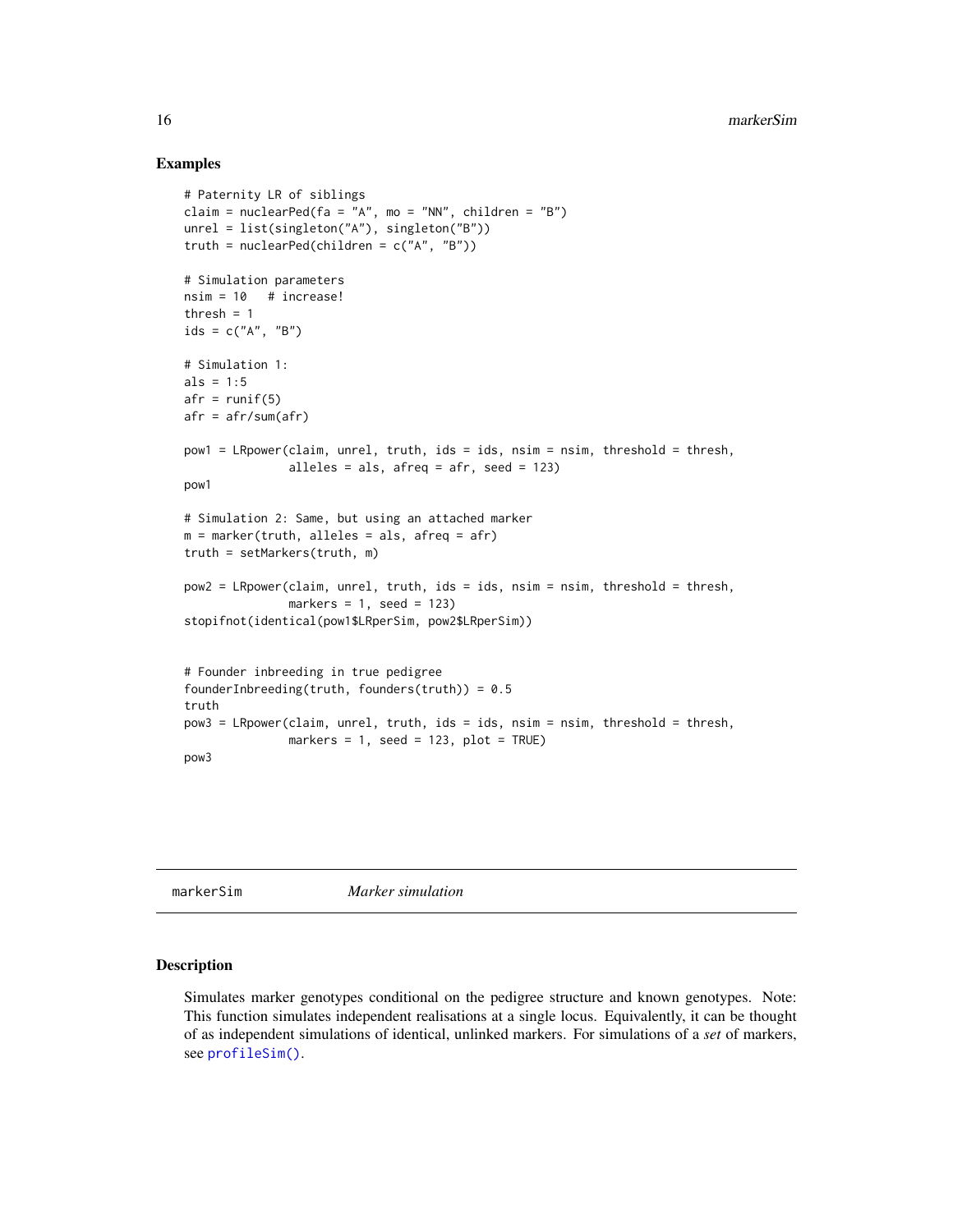## Examples

```
# Paternity LR of siblings
claim = nuclearPed(fa = "A", mo = "NN", children = "B")
unrel = list(singleton("A"), singleton("B"))
truth = nuclearPed(children = c("A", "B"))

# Simulation parameters
nsim = 10   # increase!
thresh = 1
ids = c("A", "B")

# Simulation 1:
als = 1:5
afr = runif(5)
afr = afr/sum(afr)

pow1 = LRpower(claim, unrel, truth, ids = ids, nsim = nsim, threshold = thresh,
               alleles = als, afreq = afr, seed = 123)
pow1

# Simulation 2: Same, but using an attached marker
m = marker(truth, alleles = als, afreq = afr)
truth = setMarkers(truth, m)

pow2 = LRpower(claim, unrel, truth, ids = ids, nsim = nsim, threshold = thresh,
               markers = 1, seed = 123)
stopifnot(identical(pow1$LRperSim, pow2$LRperSim))


# Founder inbreeding in true pedigree
founderInbreeding(truth, founders(truth)) = 0.5
truth
pow3 = LRpower(claim, unrel, truth, ids = ids, nsim = nsim, threshold = thresh,
               markers = 1, seed = 123, plot = TRUE)
pow3
```

---

# markerSim — *Marker simulation*

## Description

Simulates marker genotypes conditional on the pedigree structure and known genotypes. Note: This function simulates independent realisations at a single locus. Equivalently, it can be thought of as independent simulations of identical, unlinked markers. For simulations of a *set* of markers, see `profileSim()`.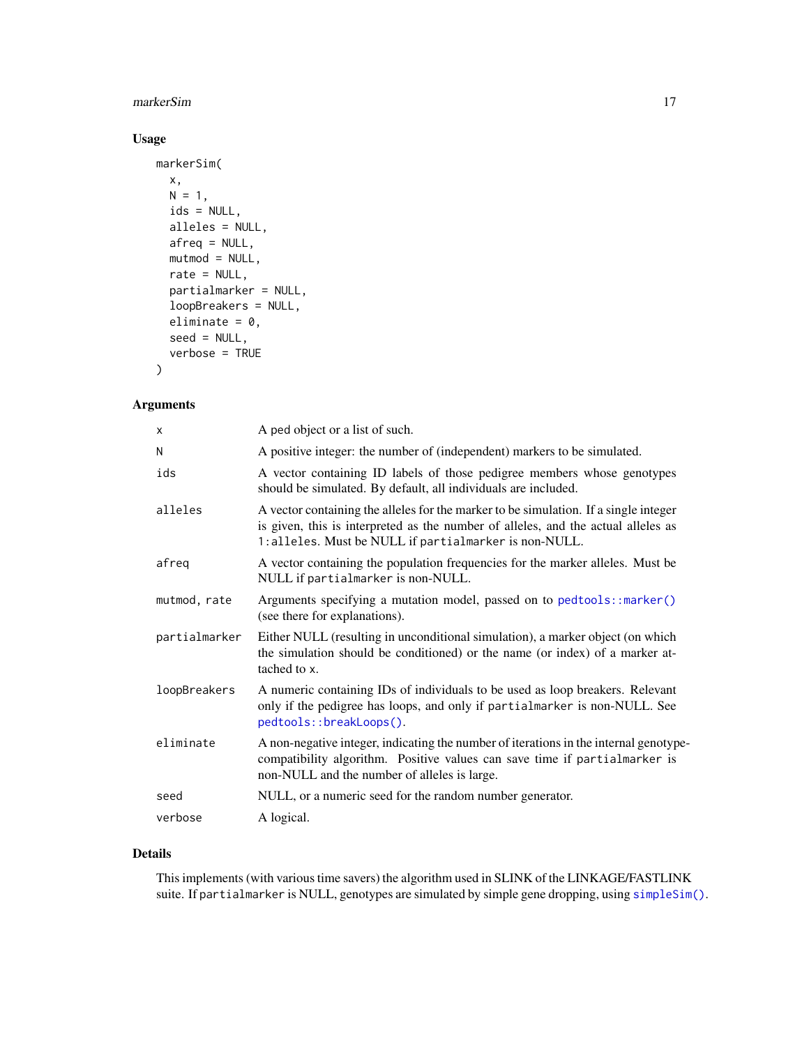## Usage

```
markerSim(
  x,
  N = 1,
  ids = NULL,
  alleles = NULL,
  afreq = NULL,
  mutmod = NULL,
  rate = NULL,
  partialmarker = NULL,
  loopBreakers = NULL,
  eliminate = 0,
  seed = NULL,
  verbose = TRUE
)
```

## Arguments

| | |
|---|---|
| `x` | A ped object or a list of such. |
| `N` | A positive integer: the number of (independent) markers to be simulated. |
| `ids` | A vector containing ID labels of those pedigree members whose genotypes should be simulated. By default, all individuals are included. |
| `alleles` | A vector containing the alleles for the marker to be simulation. If a single integer is given, this is interpreted as the number of alleles, and the actual alleles as `1:alleles`. Must be NULL if `partialmarker` is non-NULL. |
| `afreq` | A vector containing the population frequencies for the marker alleles. Must be NULL if `partialmarker` is non-NULL. |
| `mutmod, rate` | Arguments specifying a mutation model, passed on to `pedtools::marker()` (see there for explanations). |
| `partialmarker` | Either NULL (resulting in unconditional simulation), a marker object (on which the simulation should be conditioned) or the name (or index) of a marker attached to x. |
| `loopBreakers` | A numeric containing IDs of individuals to be used as loop breakers. Relevant only if the pedigree has loops, and only if `partialmarker` is non-NULL. See `pedtools::breakLoops()`. |
| `eliminate` | A non-negative integer, indicating the number of iterations in the internal genotype-compatibility algorithm. Positive values can save time if `partialmarker` is non-NULL and the number of alleles is large. |
| `seed` | NULL, or a numeric seed for the random number generator. |
| `verbose` | A logical. |

## Details

This implements (with various time savers) the algorithm used in SLINK of the LINKAGE/FASTLINK suite. If `partialmarker` is NULL, genotypes are simulated by simple gene dropping, using `simpleSim()`.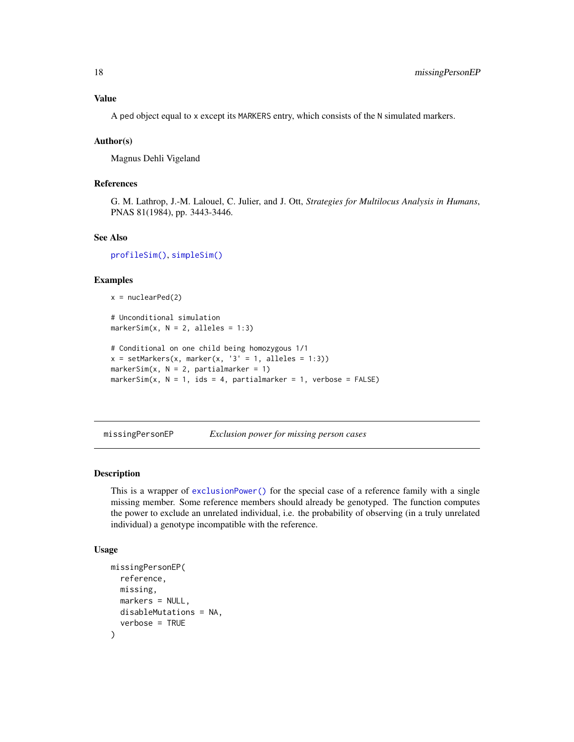### Value

A ped object equal to x except its MARKERS entry, which consists of the N simulated markers.

### Author(s)

Magnus Dehli Vigeland

### References

G. M. Lathrop, J.-M. Lalouel, C. Julier, and J. Ott, *Strategies for Multilocus Analysis in Humans*, PNAS 81(1984), pp. 3443-3446.

### See Also

profileSim(), simpleSim()

### Examples

```
x = nuclearPed(2)

# Unconditional simulation
markerSim(x, N = 2, alleles = 1:3)

# Conditional on one child being homozygous 1/1
x = setMarkers(x, marker(x, '3' = 1, alleles = 1:3))
markerSim(x, N = 2, partialmarker = 1)
markerSim(x, N = 1, ids = 4, partialmarker = 1, verbose = FALSE)
```

---

## missingPersonEP — *Exclusion power for missing person cases*

### Description

This is a wrapper of exclusionPower() for the special case of a reference family with a single missing member. Some reference members should already be genotyped. The function computes the power to exclude an unrelated individual, i.e. the probability of observing (in a truly unrelated individual) a genotype incompatible with the reference.

### Usage

```
missingPersonEP(
  reference,
  missing,
  markers = NULL,
  disableMutations = NA,
  verbose = TRUE
)
```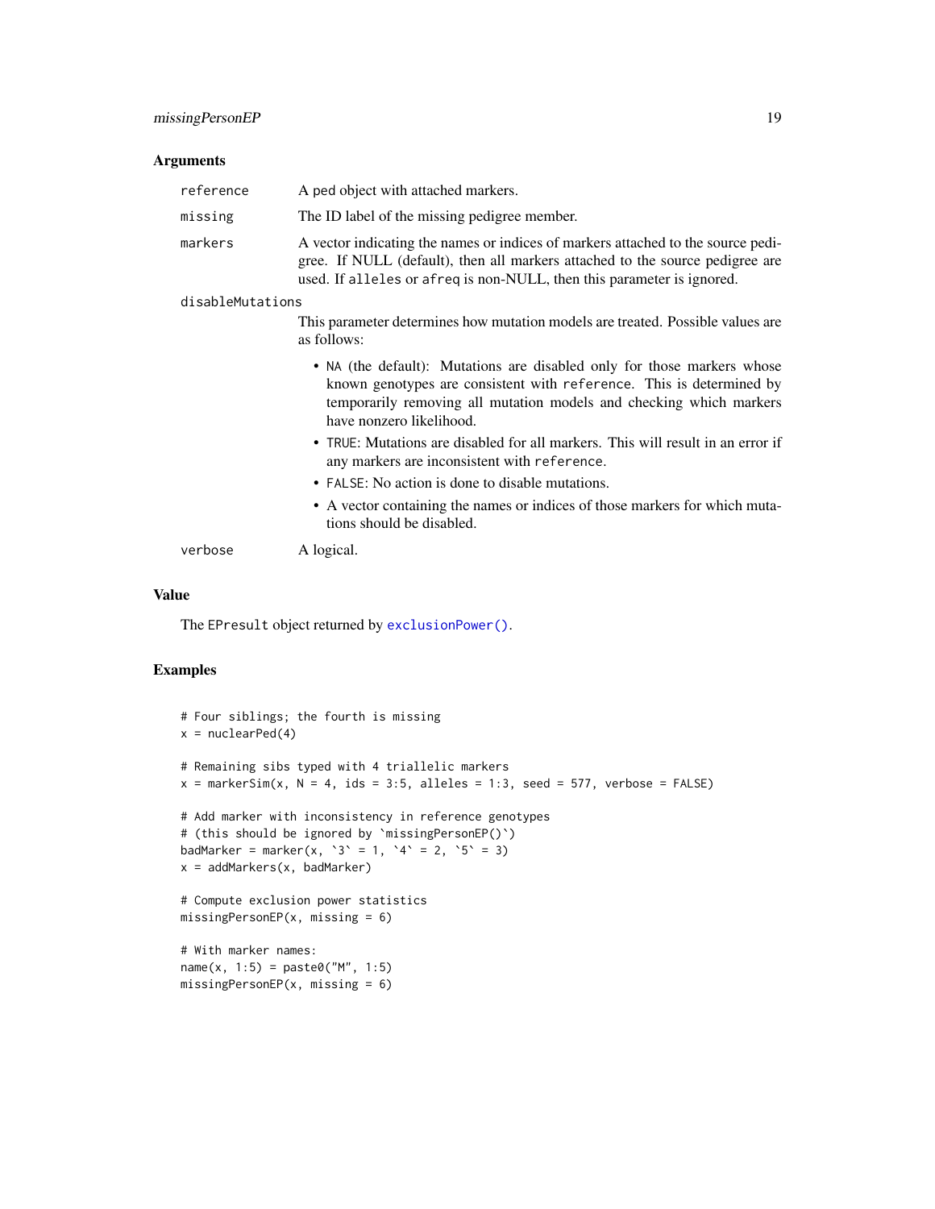## Arguments

`reference` A ped object with attached markers.

`missing` The ID label of the missing pedigree member.

`markers` A vector indicating the names or indices of markers attached to the source pedigree. If NULL (default), then all markers attached to the source pedigree are used. If `alleles` or `afreq` is non-NULL, then this parameter is ignored.

`disableMutations`
This parameter determines how mutation models are treated. Possible values are as follows:

- `NA` (the default): Mutations are disabled only for those markers whose known genotypes are consistent with `reference`. This is determined by temporarily removing all mutation models and checking which markers have nonzero likelihood.
- `TRUE`: Mutations are disabled for all markers. This will result in an error if any markers are inconsistent with `reference`.
- `FALSE`: No action is done to disable mutations.
- A vector containing the names or indices of those markers for which mutations should be disabled.

`verbose` A logical.

## Value

The `EPresult` object returned by `exclusionPower()`.

## Examples

```
# Four siblings; the fourth is missing
x = nuclearPed(4)

# Remaining sibs typed with 4 triallelic markers
x = markerSim(x, N = 4, ids = 3:5, alleles = 1:3, seed = 577, verbose = FALSE)

# Add marker with inconsistency in reference genotypes
# (this should be ignored by `missingPersonEP()`)
badMarker = marker(x, `3` = 1, `4` = 2, `5` = 3)
x = addMarkers(x, badMarker)

# Compute exclusion power statistics
missingPersonEP(x, missing = 6)

# With marker names:
name(x, 1:5) = paste0("M", 1:5)
missingPersonEP(x, missing = 6)
```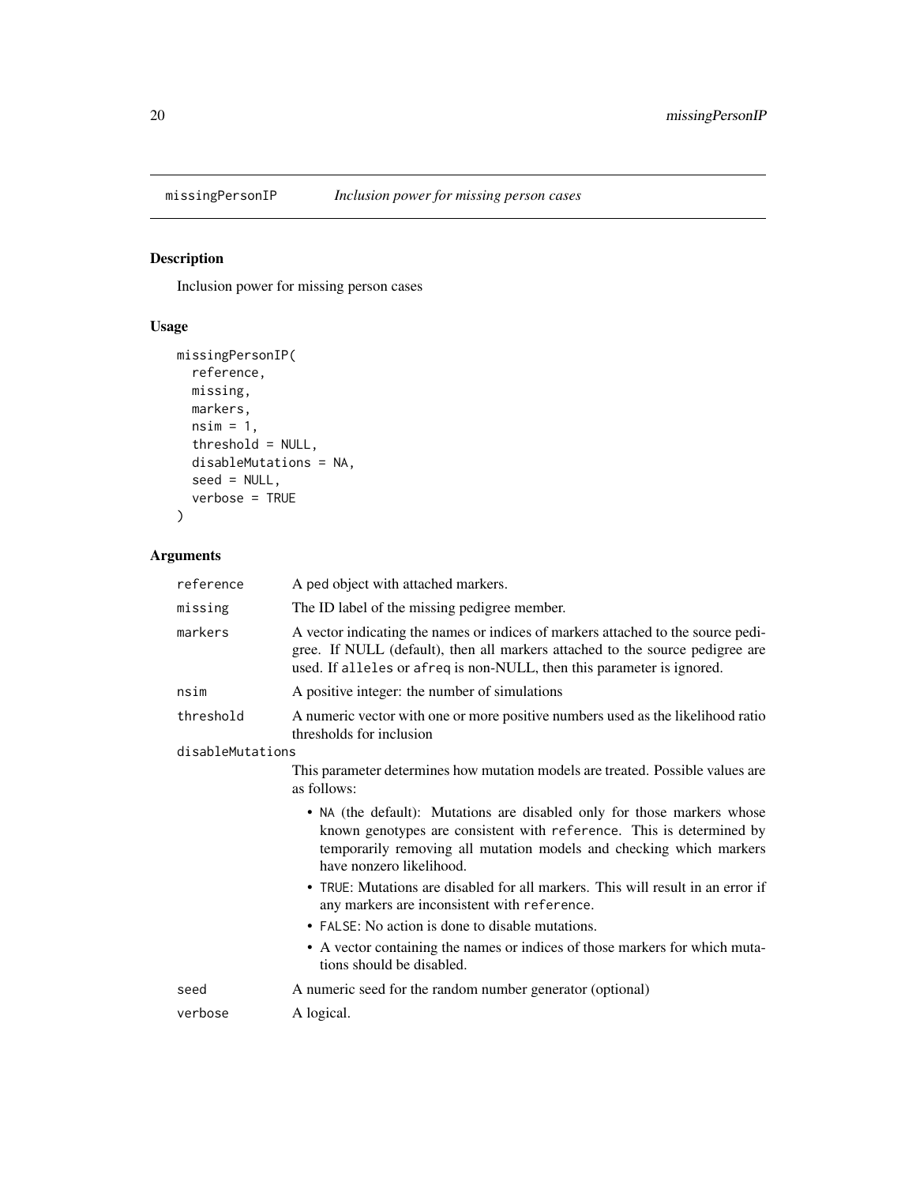## missingPersonIP — *Inclusion power for missing person cases*

### Description

Inclusion power for missing person cases

### Usage

```
missingPersonIP(
  reference,
  missing,
  markers,
  nsim = 1,
  threshold = NULL,
  disableMutations = NA,
  seed = NULL,
  verbose = TRUE
)
```

### Arguments

| Argument | Description |
|---|---|
| `reference` | A ped object with attached markers. |
| `missing` | The ID label of the missing pedigree member. |
| `markers` | A vector indicating the names or indices of markers attached to the source pedigree. If NULL (default), then all markers attached to the source pedigree are used. If `alleles` or `afreq` is non-NULL, then this parameter is ignored. |
| `nsim` | A positive integer: the number of simulations |
| `threshold` | A numeric vector with one or more positive numbers used as the likelihood ratio thresholds for inclusion |
| `disableMutations` | This parameter determines how mutation models are treated. Possible values are as follows:<br>• `NA` (the default): Mutations are disabled only for those markers whose known genotypes are consistent with `reference`. This is determined by temporarily removing all mutation models and checking which markers have nonzero likelihood.<br>• `TRUE`: Mutations are disabled for all markers. This will result in an error if any markers are inconsistent with `reference`.<br>• `FALSE`: No action is done to disable mutations.<br>• A vector containing the names or indices of those markers for which mutations should be disabled. |
| `seed` | A numeric seed for the random number generator (optional) |
| `verbose` | A logical. |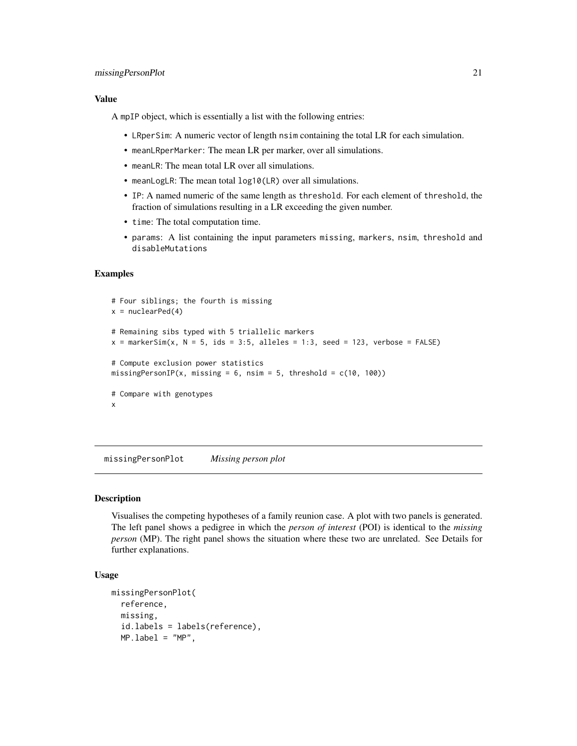### Value

A mpIP object, which is essentially a list with the following entries:

- `LRperSim`: A numeric vector of length `nsim` containing the total LR for each simulation.
- `meanLRperMarker`: The mean LR per marker, over all simulations.
- `meanLR`: The mean total LR over all simulations.
- `meanLogLR`: The mean total `log10(LR)` over all simulations.
- `IP`: A named numeric of the same length as `threshold`. For each element of `threshold`, the fraction of simulations resulting in a LR exceeding the given number.
- `time`: The total computation time.
- `params`: A list containing the input parameters `missing`, `markers`, `nsim`, `threshold` and `disableMutations`

### Examples

```
# Four siblings; the fourth is missing
x = nuclearPed(4)

# Remaining sibs typed with 5 triallelic markers
x = markerSim(x, N = 5, ids = 3:5, alleles = 1:3, seed = 123, verbose = FALSE)

# Compute exclusion power statistics
missingPersonIP(x, missing = 6, nsim = 5, threshold = c(10, 100))

# Compare with genotypes
x
```

---

## missingPersonPlot *Missing person plot*

### Description

Visualises the competing hypotheses of a family reunion case. A plot with two panels is generated. The left panel shows a pedigree in which the *person of interest* (POI) is identical to the *missing person* (MP). The right panel shows the situation where these two are unrelated. See Details for further explanations.

### Usage

```
missingPersonPlot(
  reference,
  missing,
  id.labels = labels(reference),
  MP.label = "MP",
```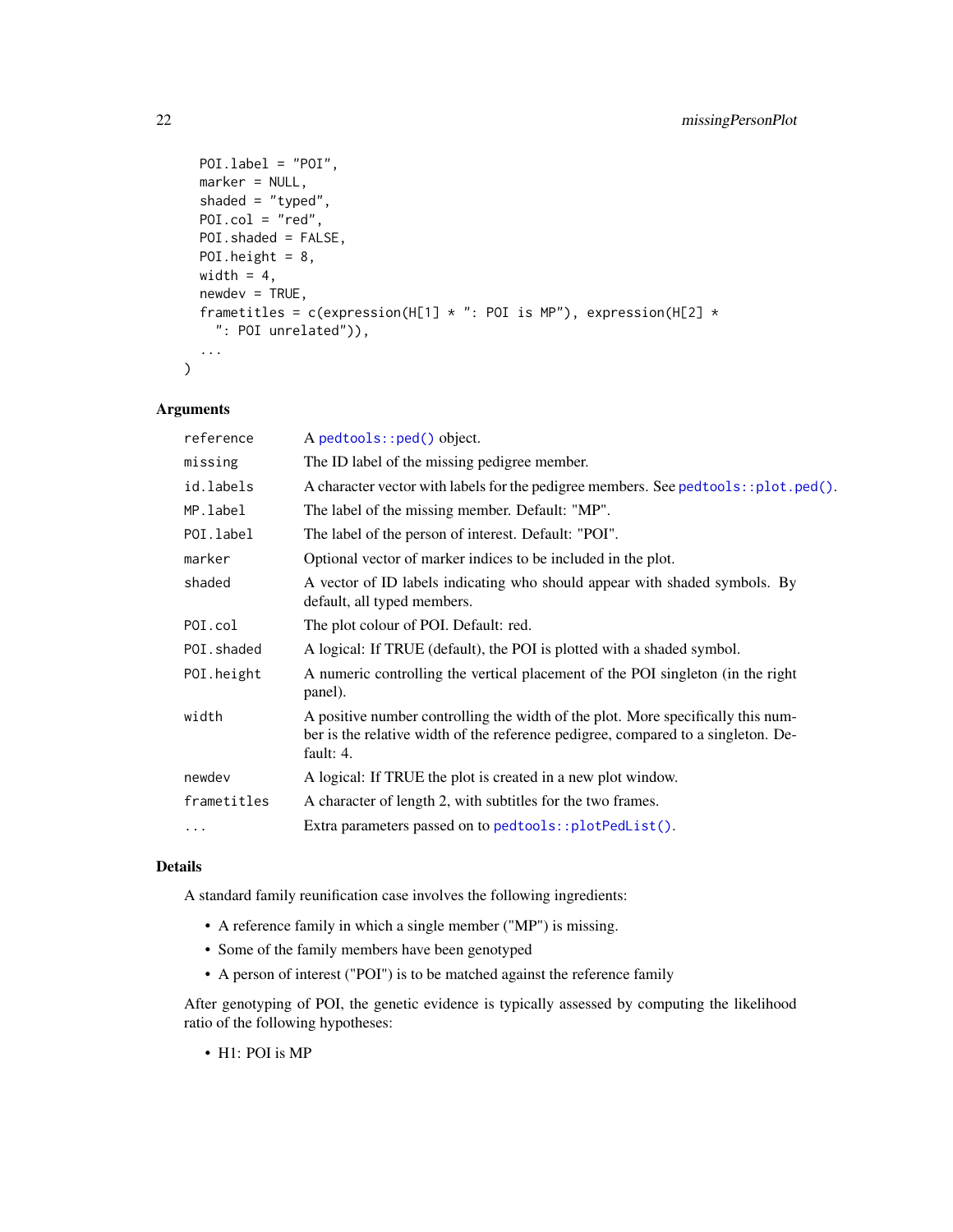```
  POI.label = "POI",
  marker = NULL,
  shaded = "typed",
  POI.col = "red",
  POI.shaded = FALSE,
  POI.height = 8,
  width = 4,
  newdev = TRUE,
  frametitles = c(expression(H[1] * ": POI is MP"), expression(H[2] *
    ": POI unrelated")),
  ...
)
```

### Arguments

| | |
|---|---|
| `reference` | A `pedtools::ped()` object. |
| `missing` | The ID label of the missing pedigree member. |
| `id.labels` | A character vector with labels for the pedigree members. See `pedtools::plot.ped()`. |
| `MP.label` | The label of the missing member. Default: "MP". |
| `POI.label` | The label of the person of interest. Default: "POI". |
| `marker` | Optional vector of marker indices to be included in the plot. |
| `shaded` | A vector of ID labels indicating who should appear with shaded symbols. By default, all typed members. |
| `POI.col` | The plot colour of POI. Default: red. |
| `POI.shaded` | A logical: If TRUE (default), the POI is plotted with a shaded symbol. |
| `POI.height` | A numeric controlling the vertical placement of the POI singleton (in the right panel). |
| `width` | A positive number controlling the width of the plot. More specifically this number is the relative width of the reference pedigree, compared to a singleton. Default: 4. |
| `newdev` | A logical: If TRUE the plot is created in a new plot window. |
| `frametitles` | A character of length 2, with subtitles for the two frames. |
| `...` | Extra parameters passed on to `pedtools::plotPedList()`. |

### Details

A standard family reunification case involves the following ingredients:

- A reference family in which a single member ("MP") is missing.
- Some of the family members have been genotyped
- A person of interest ("POI") is to be matched against the reference family

After genotyping of POI, the genetic evidence is typically assessed by computing the likelihood ratio of the following hypotheses:

- H1: POI is MP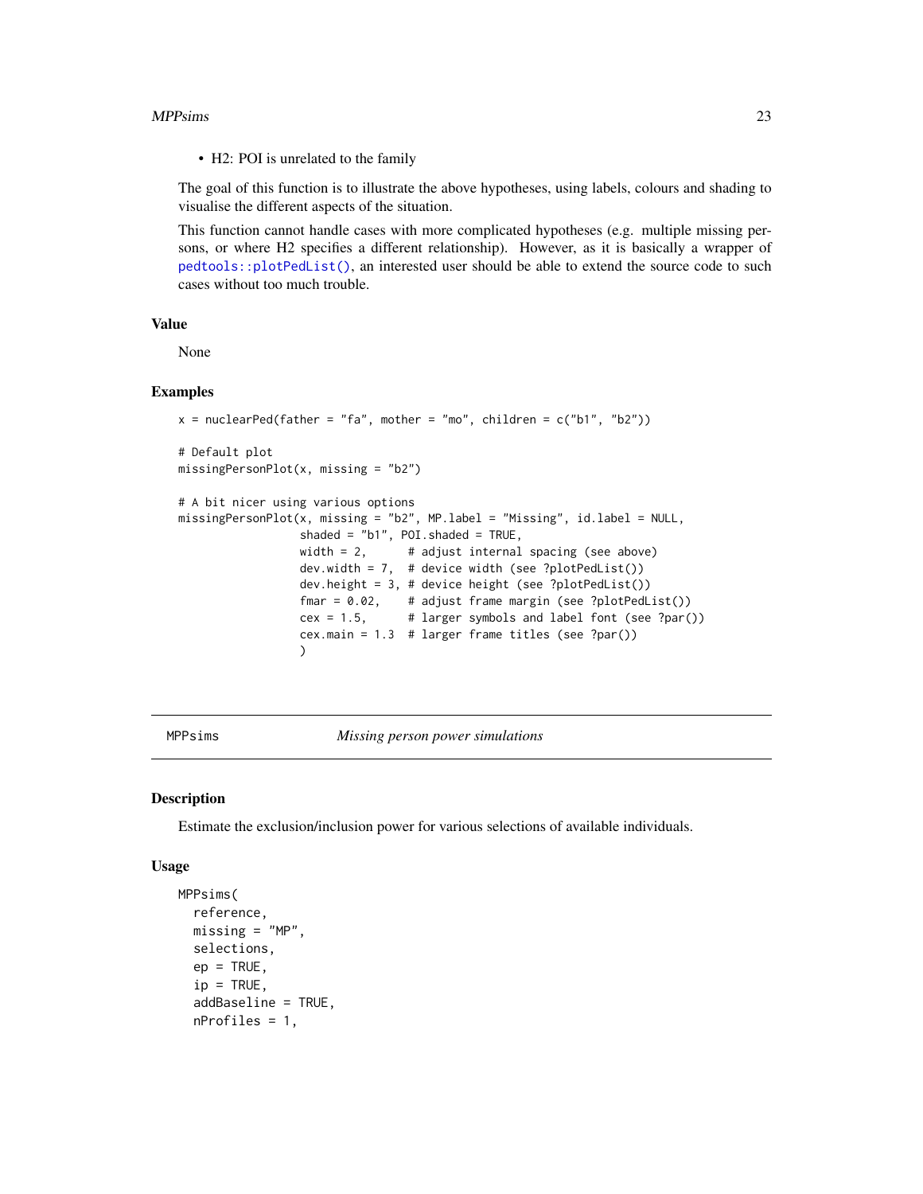- H2: POI is unrelated to the family

The goal of this function is to illustrate the above hypotheses, using labels, colours and shading to visualise the different aspects of the situation.

This function cannot handle cases with more complicated hypotheses (e.g. multiple missing persons, or where H2 specifies a different relationship). However, as it is basically a wrapper of `pedtools::plotPedList()`, an interested user should be able to extend the source code to such cases without too much trouble.

### Value

None

### Examples

```
x = nuclearPed(father = "fa", mother = "mo", children = c("b1", "b2"))

# Default plot
missingPersonPlot(x, missing = "b2")

# A bit nicer using various options
missingPersonPlot(x, missing = "b2", MP.label = "Missing", id.label = NULL,
                  shaded = "b1", POI.shaded = TRUE,
                  width = 2,      # adjust internal spacing (see above)
                  dev.width = 7,  # device width (see ?plotPedList())
                  dev.height = 3, # device height (see ?plotPedList())
                  fmar = 0.02,    # adjust frame margin (see ?plotPedList())
                  cex = 1.5,      # larger symbols and label font (see ?par())
                  cex.main = 1.3  # larger frame titles (see ?par())
                  )
```

---

## MPPsims — *Missing person power simulations*

### Description

Estimate the exclusion/inclusion power for various selections of available individuals.

### Usage

```
MPPsims(
  reference,
  missing = "MP",
  selections,
  ep = TRUE,
  ip = TRUE,
  addBaseline = TRUE,
  nProfiles = 1,
```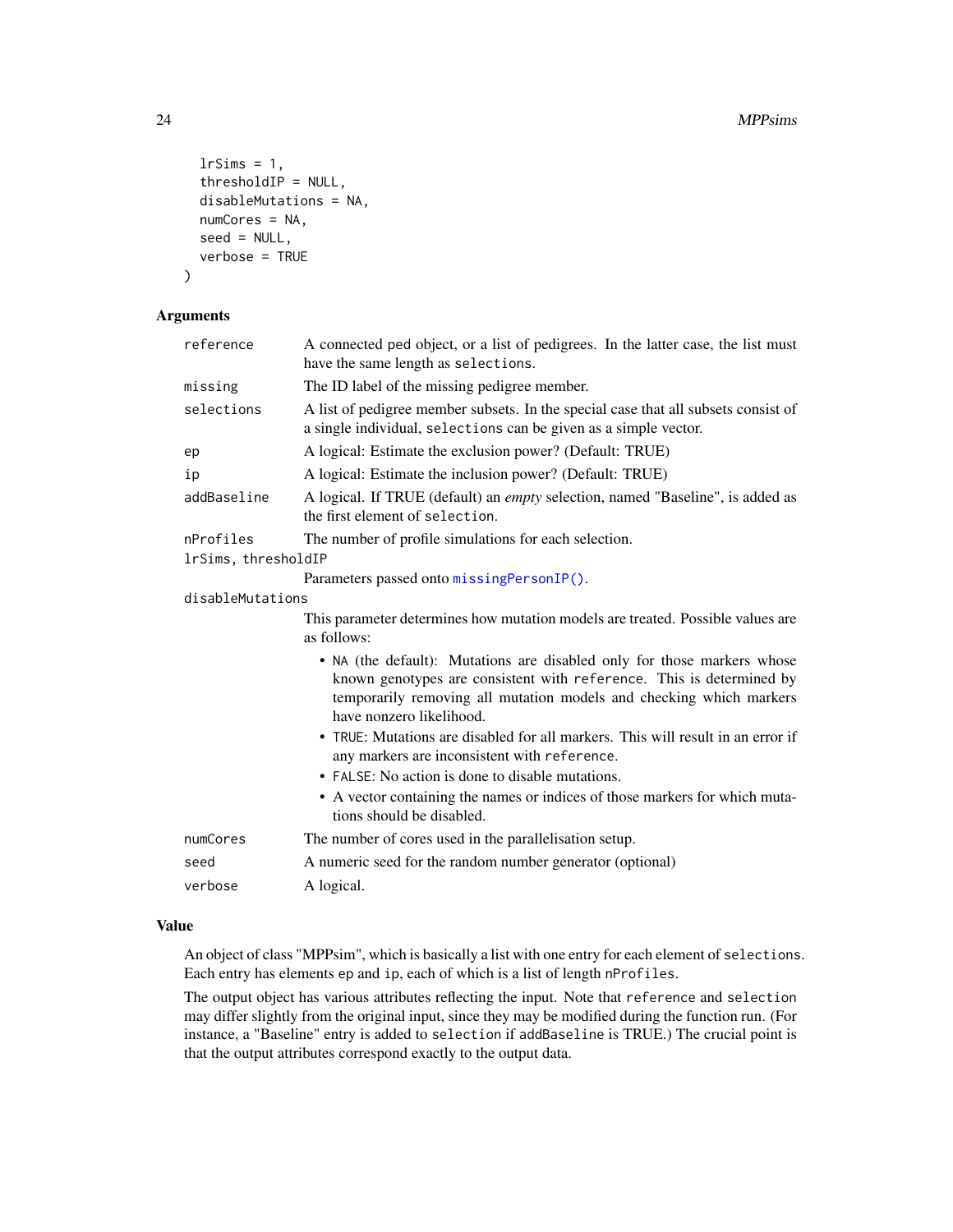```
  lrSims = 1,
  thresholdIP = NULL,
  disableMutations = NA,
  numCores = NA,
  seed = NULL,
  verbose = TRUE
)
```

## Arguments

| | |
|---|---|
| `reference` | A connected ped object, or a list of pedigrees. In the latter case, the list must have the same length as `selections`. |
| `missing` | The ID label of the missing pedigree member. |
| `selections` | A list of pedigree member subsets. In the special case that all subsets consist of a single individual, `selections` can be given as a simple vector. |
| `ep` | A logical: Estimate the exclusion power? (Default: TRUE) |
| `ip` | A logical: Estimate the inclusion power? (Default: TRUE) |
| `addBaseline` | A logical. If TRUE (default) an *empty* selection, named "Baseline", is added as the first element of `selection`. |
| `nProfiles` | The number of profile simulations for each selection. |
| `lrSims, thresholdIP` | Parameters passed onto `missingPersonIP()`. |
| `disableMutations` | This parameter determines how mutation models are treated. Possible values are as follows:<br>• `NA` (the default): Mutations are disabled only for those markers whose known genotypes are consistent with `reference`. This is determined by temporarily removing all mutation models and checking which markers have nonzero likelihood.<br>• `TRUE`: Mutations are disabled for all markers. This will result in an error if any markers are inconsistent with `reference`.<br>• `FALSE`: No action is done to disable mutations.<br>• A vector containing the names or indices of those markers for which mutations should be disabled. |
| `numCores` | The number of cores used in the parallelisation setup. |
| `seed` | A numeric seed for the random number generator (optional) |
| `verbose` | A logical. |

## Value

An object of class "MPPsim", which is basically a list with one entry for each element of `selections`. Each entry has elements `ep` and `ip`, each of which is a list of length `nProfiles`.

The output object has various attributes reflecting the input. Note that `reference` and `selection` may differ slightly from the original input, since they may be modified during the function run. (For instance, a "Baseline" entry is added to `selection` if `addBaseline` is TRUE.) The crucial point is that the output attributes correspond exactly to the output data.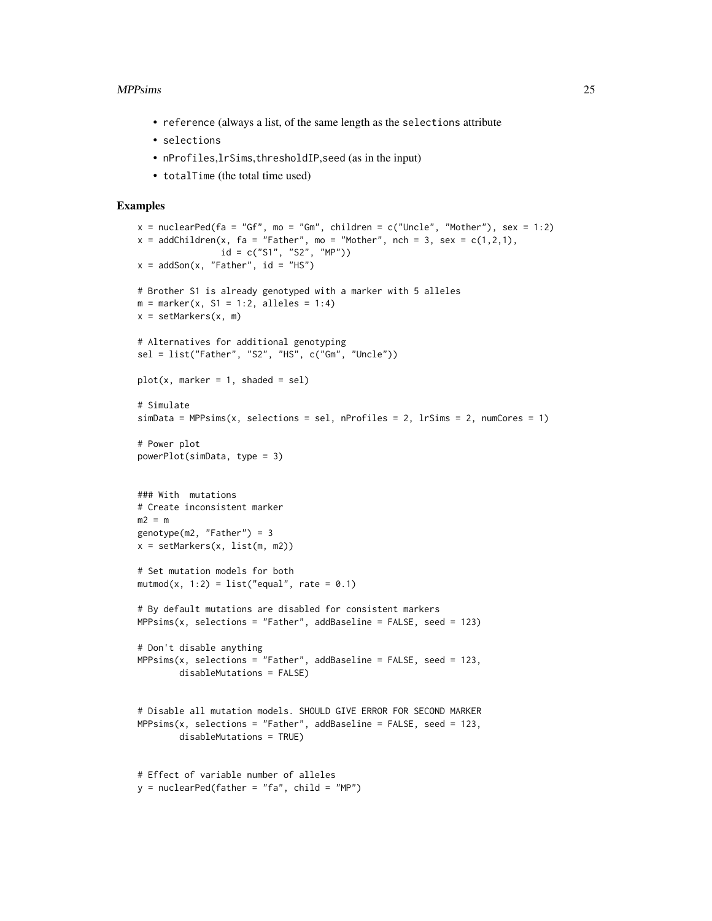- `reference` (always a list, of the same length as the `selections` attribute
- `selections`
- `nProfiles`,`lrSims`,`thresholdIP`,`seed` (as in the input)
- `totalTime` (the total time used)

## Examples

```
x = nuclearPed(fa = "Gf", mo = "Gm", children = c("Uncle", "Mother"), sex = 1:2)
x = addChildren(x, fa = "Father", mo = "Mother", nch = 3, sex = c(1,2,1),
                id = c("S1", "S2", "MP"))
x = addSon(x, "Father", id = "HS")

# Brother S1 is already genotyped with a marker with 5 alleles
m = marker(x, S1 = 1:2, alleles = 1:4)
x = setMarkers(x, m)

# Alternatives for additional genotyping
sel = list("Father", "S2", "HS", c("Gm", "Uncle"))

plot(x, marker = 1, shaded = sel)

# Simulate
simData = MPPsims(x, selections = sel, nProfiles = 2, lrSims = 2, numCores = 1)

# Power plot
powerPlot(simData, type = 3)


### With  mutations
# Create inconsistent marker
m2 = m
genotype(m2, "Father") = 3
x = setMarkers(x, list(m, m2))

# Set mutation models for both
mutmod(x, 1:2) = list("equal", rate = 0.1)

# By default mutations are disabled for consistent markers
MPPsims(x, selections = "Father", addBaseline = FALSE, seed = 123)

# Don't disable anything
MPPsims(x, selections = "Father", addBaseline = FALSE, seed = 123,
        disableMutations = FALSE)


# Disable all mutation models. SHOULD GIVE ERROR FOR SECOND MARKER
MPPsims(x, selections = "Father", addBaseline = FALSE, seed = 123,
        disableMutations = TRUE)


# Effect of variable number of alleles
y = nuclearPed(father = "fa", child = "MP")
```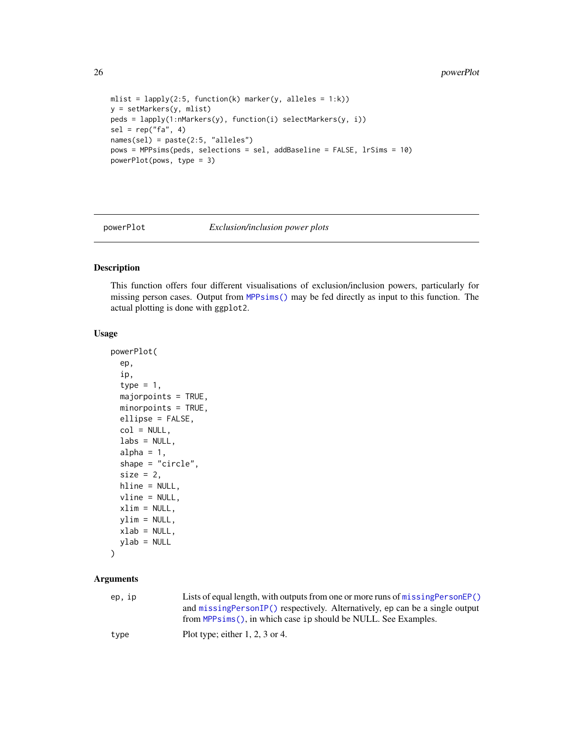```
mlist = lapply(2:5, function(k) marker(y, alleles = 1:k))
y = setMarkers(y, mlist)
peds = lapply(1:nMarkers(y), function(i) selectMarkers(y, i))
sel = rep("fa", 4)
names(sel) = paste(2:5, "alleles")
pows = MPPsims(peds, selections = sel, addBaseline = FALSE, lrSims = 10)
powerPlot(pows, type = 3)
```

---

## powerPlot — *Exclusion/inclusion power plots*

---

### Description

This function offers four different visualisations of exclusion/inclusion powers, particularly for missing person cases. Output from `MPPsims()` may be fed directly as input to this function. The actual plotting is done with ggplot2.

### Usage

```
powerPlot(
  ep,
  ip,
  type = 1,
  majorpoints = TRUE,
  minorpoints = TRUE,
  ellipse = FALSE,
  col = NULL,
  labs = NULL,
  alpha = 1,
  shape = "circle",
  size = 2,
  hline = NULL,
  vline = NULL,
  xlim = NULL,
  ylim = NULL,
  xlab = NULL,
  ylab = NULL
)
```

### Arguments

| | |
|---|---|
| `ep, ip` | Lists of equal length, with outputs from one or more runs of `missingPersonEP()` and `missingPersonIP()` respectively. Alternatively, `ep` can be a single output from `MPPsims()`, in which case `ip` should be NULL. See Examples. |
| `type` | Plot type; either 1, 2, 3 or 4. |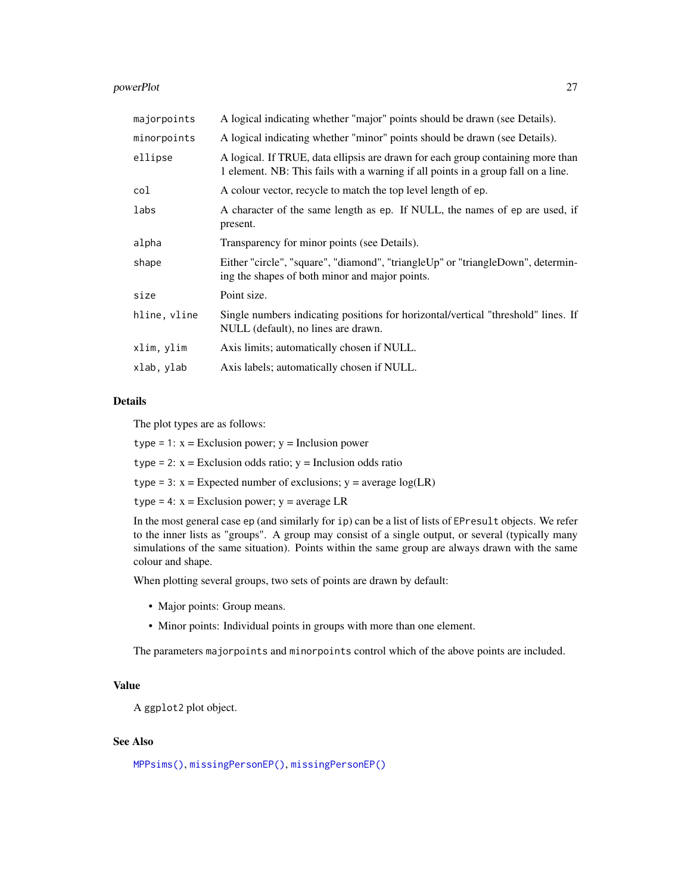| | |
|---|---|
| `majorpoints` | A logical indicating whether "major" points should be drawn (see Details). |
| `minorpoints` | A logical indicating whether "minor" points should be drawn (see Details). |
| `ellipse` | A logical. If TRUE, data ellipsis are drawn for each group containing more than 1 element. NB: This fails with a warning if all points in a group fall on a line. |
| `col` | A colour vector, recycle to match the top level length of `ep`. |
| `labs` | A character of the same length as `ep`. If NULL, the names of `ep` are used, if present. |
| `alpha` | Transparency for minor points (see Details). |
| `shape` | Either "circle", "square", "diamond", "triangleUp" or "triangleDown", determining the shapes of both minor and major points. |
| `size` | Point size. |
| `hline, vline` | Single numbers indicating positions for horizontal/vertical "threshold" lines. If NULL (default), no lines are drawn. |
| `xlim, ylim` | Axis limits; automatically chosen if NULL. |
| `xlab, ylab` | Axis labels; automatically chosen if NULL. |

## Details

The plot types are as follows:

`type = 1`: x = Exclusion power; y = Inclusion power

`type = 2`: x = Exclusion odds ratio; y = Inclusion odds ratio

`type = 3`: x = Expected number of exclusions; y = average log(LR)

`type = 4`: x = Exclusion power; y = average LR

In the most general case `ep` (and similarly for `ip`) can be a list of lists of `EPresult` objects. We refer to the inner lists as "groups". A group may consist of a single output, or several (typically many simulations of the same situation). Points within the same group are always drawn with the same colour and shape.

When plotting several groups, two sets of points are drawn by default:

- Major points: Group means.
- Minor points: Individual points in groups with more than one element.

The parameters `majorpoints` and `minorpoints` control which of the above points are included.

## Value

A `ggplot2` plot object.

## See Also

`MPPsims()`, `missingPersonEP()`, `missingPersonEP()`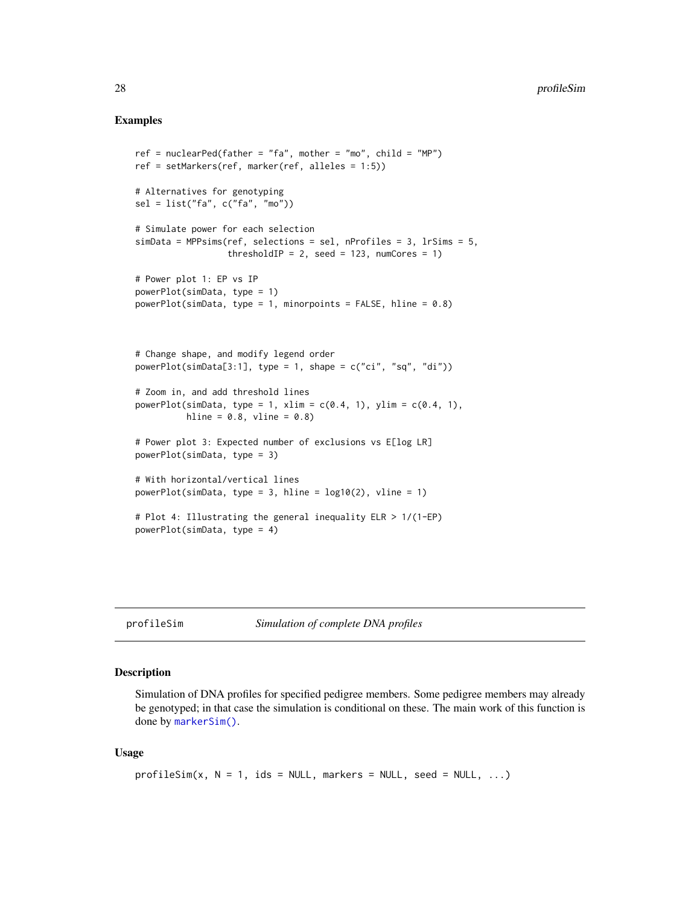## Examples

```
ref = nuclearPed(father = "fa", mother = "mo", child = "MP")
ref = setMarkers(ref, marker(ref, alleles = 1:5))

# Alternatives for genotyping
sel = list("fa", c("fa", "mo"))

# Simulate power for each selection
simData = MPPsims(ref, selections = sel, nProfiles = 3, lrSims = 5,
                  thresholdIP = 2, seed = 123, numCores = 1)

# Power plot 1: EP vs IP
powerPlot(simData, type = 1)
powerPlot(simData, type = 1, minorpoints = FALSE, hline = 0.8)



# Change shape, and modify legend order
powerPlot(simData[3:1], type = 1, shape = c("ci", "sq", "di"))

# Zoom in, and add threshold lines
powerPlot(simData, type = 1, xlim = c(0.4, 1), ylim = c(0.4, 1),
          hline = 0.8, vline = 0.8)

# Power plot 3: Expected number of exclusions vs E[log LR]
powerPlot(simData, type = 3)

# With horizontal/vertical lines
powerPlot(simData, type = 3, hline = log10(2), vline = 1)

# Plot 4: Illustrating the general inequality ELR > 1/(1-EP)
powerPlot(simData, type = 4)
```

---

# profileSim — *Simulation of complete DNA profiles*

## Description

Simulation of DNA profiles for specified pedigree members. Some pedigree members may already be genotyped; in that case the simulation is conditional on these. The main work of this function is done by `markerSim()`.

## Usage

```
profileSim(x, N = 1, ids = NULL, markers = NULL, seed = NULL, ...)
```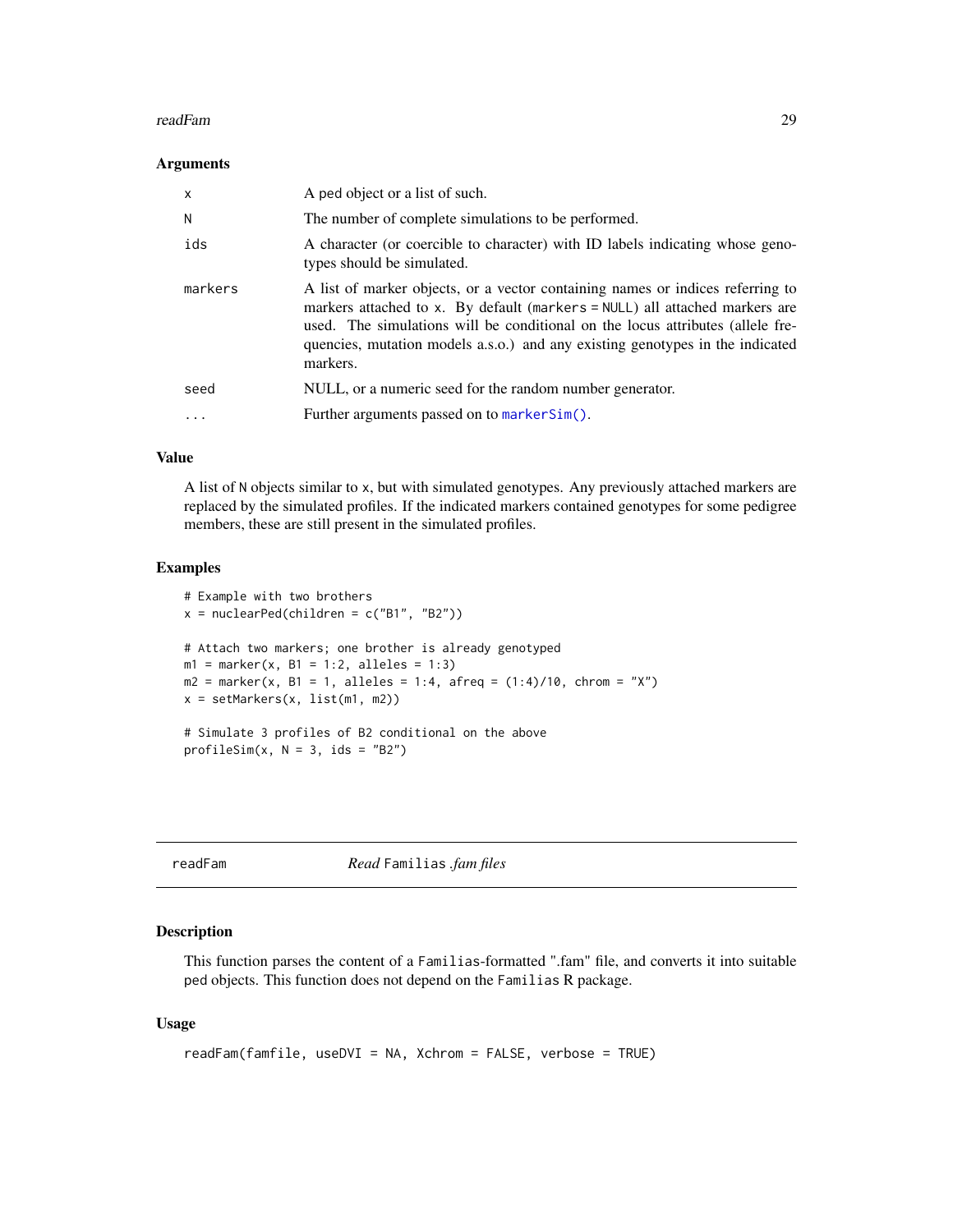### Arguments

| | |
|---|---|
| x | A ped object or a list of such. |
| N | The number of complete simulations to be performed. |
| ids | A character (or coercible to character) with ID labels indicating whose genotypes should be simulated. |
| markers | A list of marker objects, or a vector containing names or indices referring to markers attached to x. By default (markers = NULL) all attached markers are used. The simulations will be conditional on the locus attributes (allele frequencies, mutation models a.s.o.) and any existing genotypes in the indicated markers. |
| seed | NULL, or a numeric seed for the random number generator. |
| ... | Further arguments passed on to markerSim(). |

### Value

A list of N objects similar to x, but with simulated genotypes. Any previously attached markers are replaced by the simulated profiles. If the indicated markers contained genotypes for some pedigree members, these are still present in the simulated profiles.

### Examples

```
# Example with two brothers
x = nuclearPed(children = c("B1", "B2"))

# Attach two markers; one brother is already genotyped
m1 = marker(x, B1 = 1:2, alleles = 1:3)
m2 = marker(x, B1 = 1, alleles = 1:4, afreq = (1:4)/10, chrom = "X")
x = setMarkers(x, list(m1, m2))

# Simulate 3 profiles of B2 conditional on the above
profileSim(x, N = 3, ids = "B2")
```

---

## readFam — *Read* Familias *.fam files*

### Description

This function parses the content of a Familias-formatted ".fam" file, and converts it into suitable ped objects. This function does not depend on the Familias R package.

### Usage

```
readFam(famfile, useDVI = NA, Xchrom = FALSE, verbose = TRUE)
```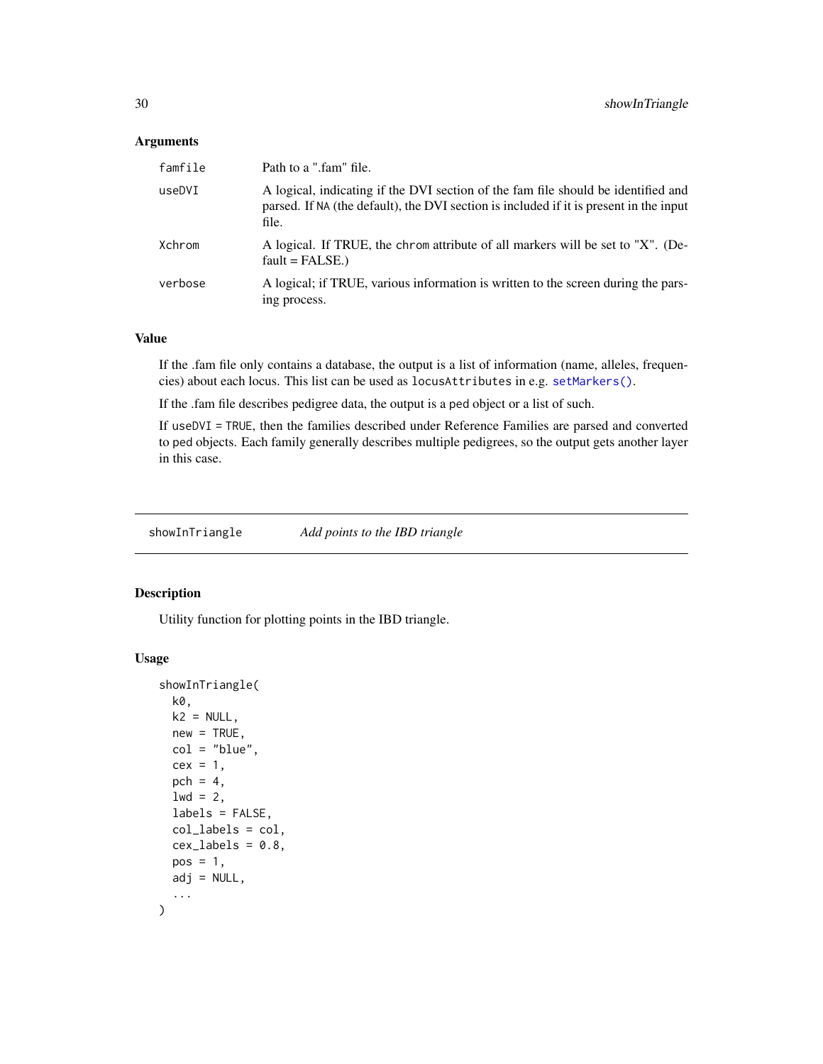## Arguments

| | |
|---|---|
| famfile | Path to a ".fam" file. |
| useDVI | A logical, indicating if the DVI section of the fam file should be identified and parsed. If NA (the default), the DVI section is included if it is present in the input file. |
| Xchrom | A logical. If TRUE, the chrom attribute of all markers will be set to "X". (Default = FALSE.) |
| verbose | A logical; if TRUE, various information is written to the screen during the parsing process. |

## Value

If the .fam file only contains a database, the output is a list of information (name, alleles, frequencies) about each locus. This list can be used as locusAttributes in e.g. setMarkers().

If the .fam file describes pedigree data, the output is a ped object or a list of such.

If useDVI = TRUE, then the families described under Reference Families are parsed and converted to ped objects. Each family generally describes multiple pedigrees, so the output gets another layer in this case.

---

# showInTriangle *Add points to the IBD triangle*

## Description

Utility function for plotting points in the IBD triangle.

## Usage

```
showInTriangle(
  k0,
  k2 = NULL,
  new = TRUE,
  col = "blue",
  cex = 1,
  pch = 4,
  lwd = 2,
  labels = FALSE,
  col_labels = col,
  cex_labels = 0.8,
  pos = 1,
  adj = NULL,
  ...
)
```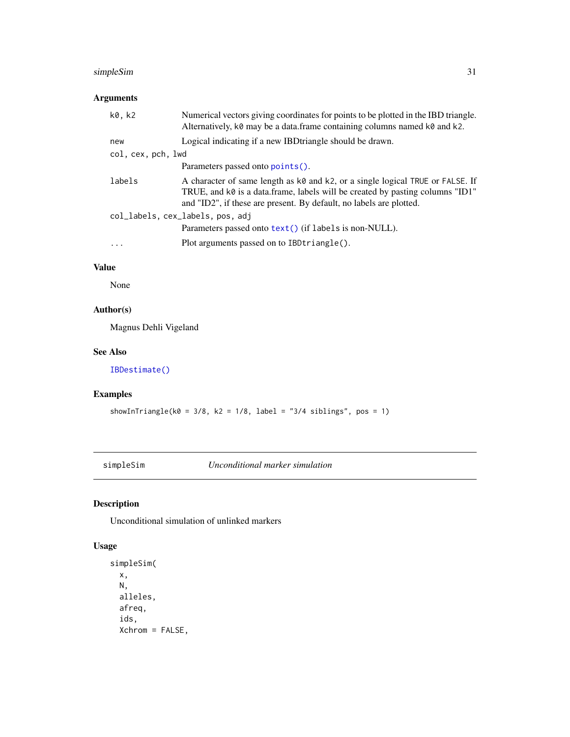### Arguments

| | |
|---|---|
| `k0, k2` | Numerical vectors giving coordinates for points to be plotted in the IBD triangle. Alternatively, `k0` may be a data.frame containing columns named `k0` and `k2`. |
| `new` | Logical indicating if a new IBDtriangle should be drawn. |
| `col, cex, pch, lwd` | Parameters passed onto `points()`. |
| `labels` | A character of same length as `k0` and `k2`, or a single logical `TRUE` or `FALSE`. If TRUE, and `k0` is a data.frame, labels will be created by pasting columns "ID1" and "ID2", if these are present. By default, no labels are plotted. |
| `col_labels, cex_labels, pos, adj` | Parameters passed onto `text()` (if `labels` is non-NULL). |
| `...` | Plot arguments passed on to `IBDtriangle()`. |

### Value

None

### Author(s)

Magnus Dehli Vigeland

### See Also

`IBDestimate()`

### Examples

```
showInTriangle(k0 = 3/8, k2 = 1/8, label = "3/4 siblings", pos = 1)
```

---

## simpleSim — *Unconditional marker simulation*

### Description

Unconditional simulation of unlinked markers

### Usage

```
simpleSim(
  x,
  N,
  alleles,
  afreq,
  ids,
  Xchrom = FALSE,
```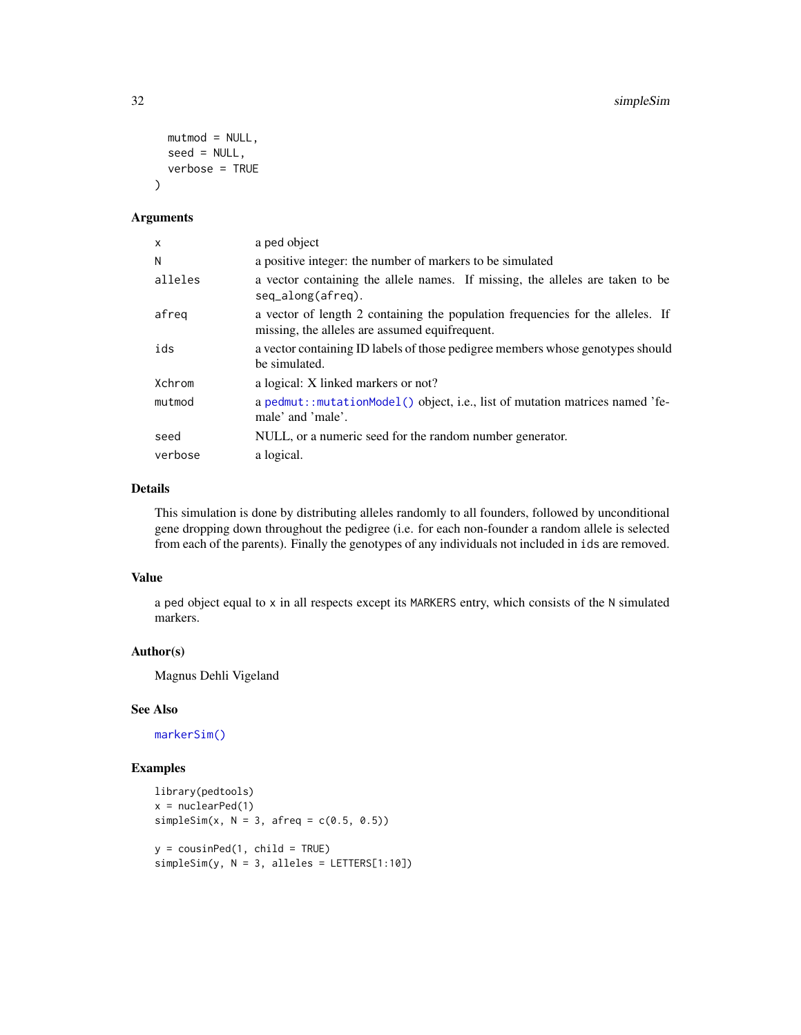```
  mutmod = NULL,
  seed = NULL,
  verbose = TRUE
)
```

## Arguments

| | |
|---|---|
| x | a ped object |
| N | a positive integer: the number of markers to be simulated |
| alleles | a vector containing the allele names. If missing, the alleles are taken to be `seq_along(afreq)`. |
| afreq | a vector of length 2 containing the population frequencies for the alleles. If missing, the alleles are assumed equifrequent. |
| ids | a vector containing ID labels of those pedigree members whose genotypes should be simulated. |
| Xchrom | a logical: X linked markers or not? |
| mutmod | a `pedmut::mutationModel()` object, i.e., list of mutation matrices named 'female' and 'male'. |
| seed | NULL, or a numeric seed for the random number generator. |
| verbose | a logical. |

## Details

This simulation is done by distributing alleles randomly to all founders, followed by unconditional gene dropping down throughout the pedigree (i.e. for each non-founder a random allele is selected from each of the parents). Finally the genotypes of any individuals not included in `ids` are removed.

## Value

a ped object equal to `x` in all respects except its `MARKERS` entry, which consists of the `N` simulated markers.

## Author(s)

Magnus Dehli Vigeland

## See Also

`markerSim()`

## Examples

```
library(pedtools)
x = nuclearPed(1)
simpleSim(x, N = 3, afreq = c(0.5, 0.5))

y = cousinPed(1, child = TRUE)
simpleSim(y, N = 3, alleles = LETTERS[1:10])
```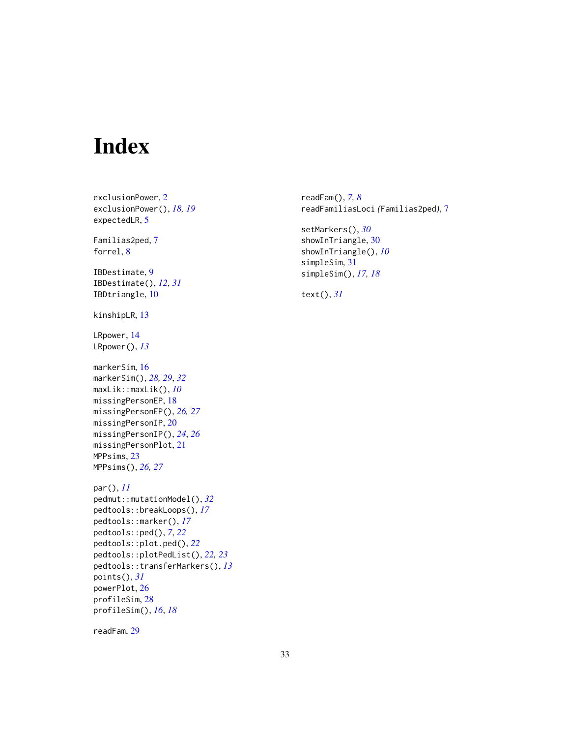# Index

exclusionPower, 2
exclusionPower(), *18, 19*
expectedLR, 5

Familias2ped, 7
forrel, 8

IBDestimate, 9
IBDestimate(), *12*, *31*
IBDtriangle, 10

kinshipLR, 13

LRpower, 14
LRpower(), *13*

markerSim, 16
markerSim(), *28, 29*, *32*
maxLik::maxLik(), *10*
missingPersonEP, 18
missingPersonEP(), *26, 27*
missingPersonIP, 20
missingPersonIP(), *24*, *26*
missingPersonPlot, 21
MPPsims, 23
MPPsims(), *26, 27*

par(), *11*
pedmut::mutationModel(), *32*
pedtools::breakLoops(), *17*
pedtools::marker(), *17*
pedtools::ped(), *7*, *22*
pedtools::plot.ped(), *22*
pedtools::plotPedList(), *22, 23*
pedtools::transferMarkers(), *13*
points(), *31*
powerPlot, 26
profileSim, 28
profileSim(), *16*, *18*

readFam, 29
readFam(), *7, 8*
readFamiliasLoci *(*Familias2ped*)*, 7

setMarkers(), *30*
showInTriangle, 30
showInTriangle(), *10*
simpleSim, 31
simpleSim(), *17, 18*

text(), *31*